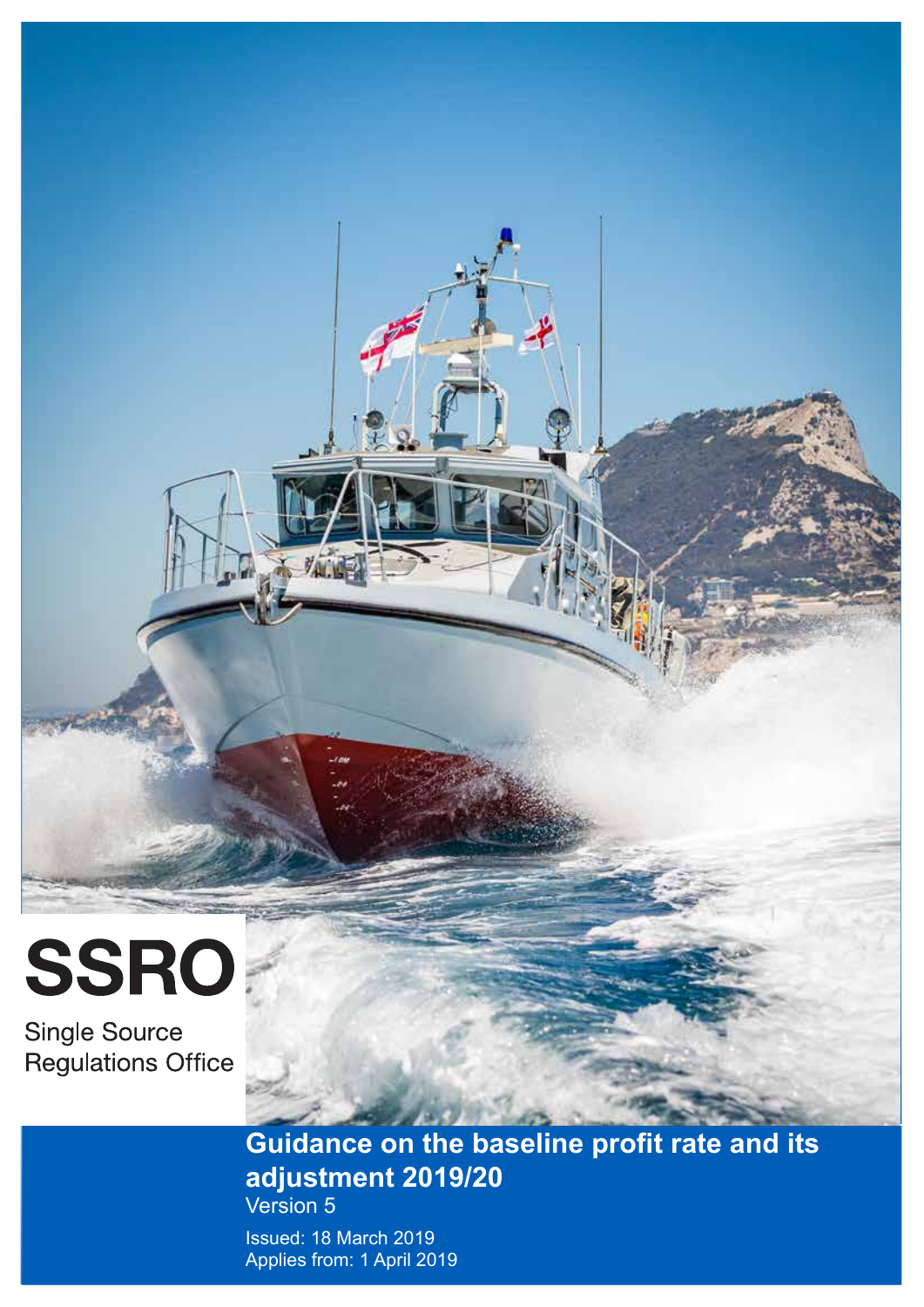# SSRO

Single Source Regulations Office

## Guidance on the baseline profit rate and its adjustment 2019/20

Version 5

Issued: 18 March 2019

Applies from: 1 April 2019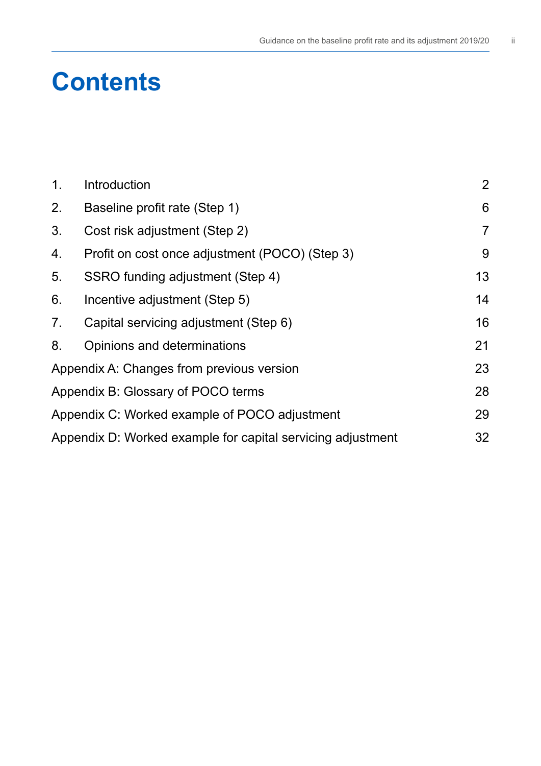# Contents

| | | |
|---|---|---|
| 1. | Introduction | 2 |
| 2. | Baseline profit rate (Step 1) | 6 |
| 3. | Cost risk adjustment (Step 2) | 7 |
| 4. | Profit on cost once adjustment (POCO) (Step 3) | 9 |
| 5. | SSRO funding adjustment (Step 4) | 13 |
| 6. | Incentive adjustment (Step 5) | 14 |
| 7. | Capital servicing adjustment (Step 6) | 16 |
| 8. | Opinions and determinations | 21 |
| Appendix A: Changes from previous version | | 23 |
| Appendix B: Glossary of POCO terms | | 28 |
| Appendix C: Worked example of POCO adjustment | | 29 |
| Appendix D: Worked example for capital servicing adjustment | | 32 |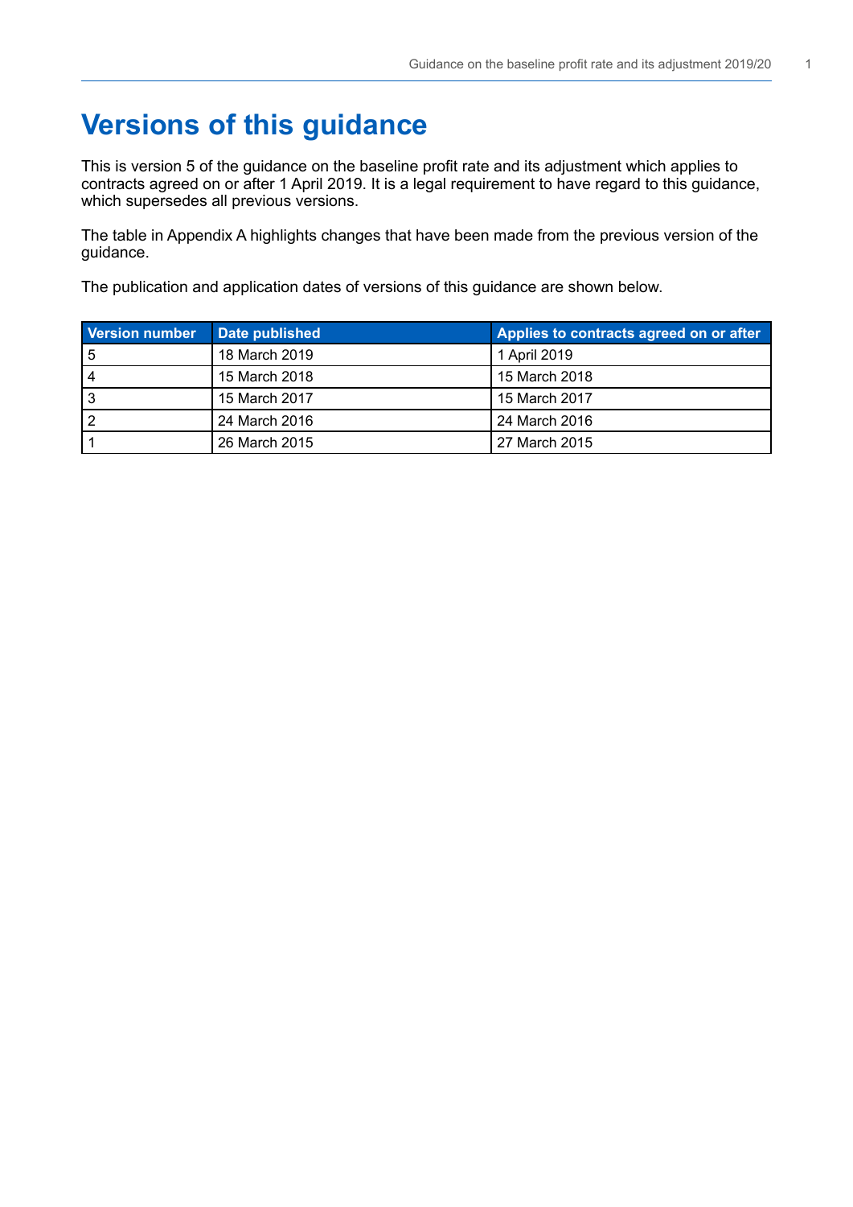# Versions of this guidance

This is version 5 of the guidance on the baseline profit rate and its adjustment which applies to contracts agreed on or after 1 April 2019. It is a legal requirement to have regard to this guidance, which supersedes all previous versions.

The table in Appendix A highlights changes that have been made from the previous version of the guidance.

The publication and application dates of versions of this guidance are shown below.

| Version number | Date published | Applies to contracts agreed on or after |
|---|---|---|
| 5 | 18 March 2019 | 1 April 2019 |
| 4 | 15 March 2018 | 15 March 2018 |
| 3 | 15 March 2017 | 15 March 2017 |
| 2 | 24 March 2016 | 24 March 2016 |
| 1 | 26 March 2015 | 27 March 2015 |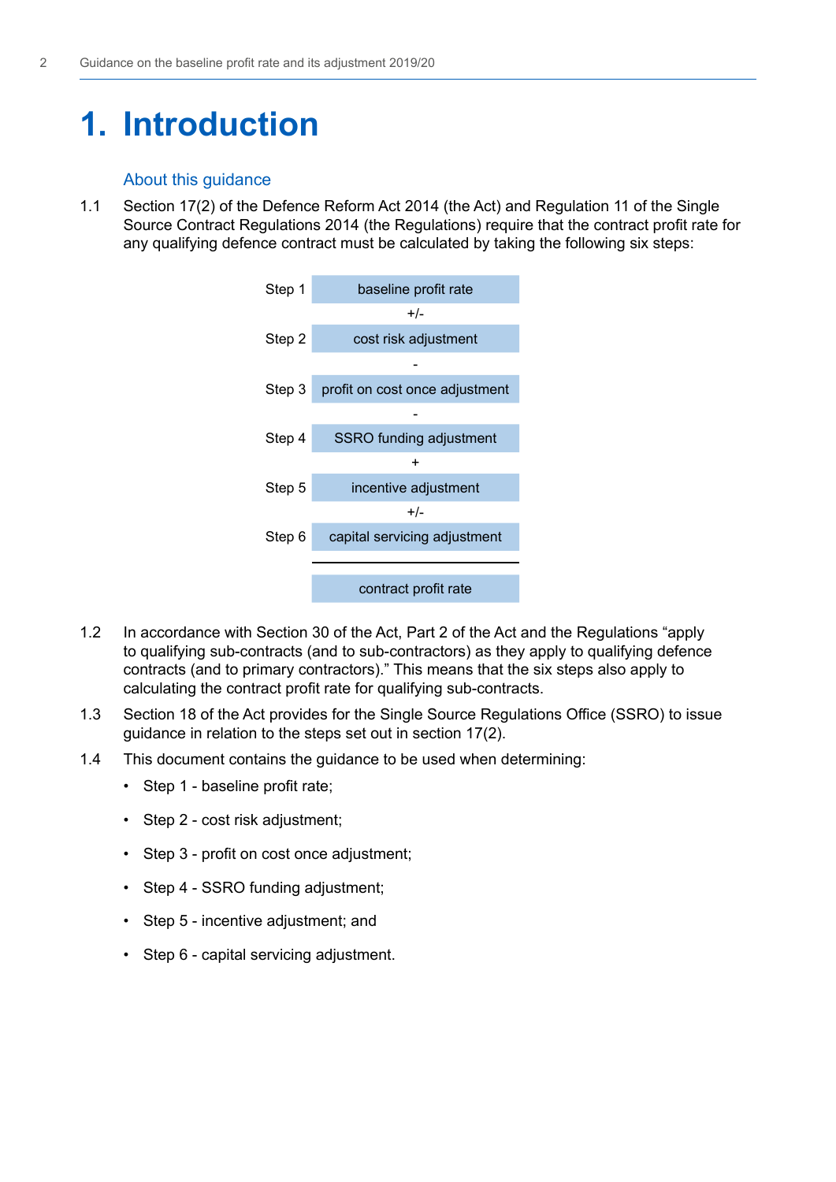# 1. Introduction

### About this guidance

1.1 Section 17(2) of the Defence Reform Act 2014 (the Act) and Regulation 11 of the Single Source Contract Regulations 2014 (the Regulations) require that the contract profit rate for any qualifying defence contract must be calculated by taking the following six steps:

| | |
|---|---|
| Step 1 | baseline profit rate |
| | +/- |
| Step 2 | cost risk adjustment |
| | - |
| Step 3 | profit on cost once adjustment |
| | - |
| Step 4 | SSRO funding adjustment |
| | + |
| Step 5 | incentive adjustment |
| | +/- |
| Step 6 | capital servicing adjustment |
| | contract profit rate |

1.2 In accordance with Section 30 of the Act, Part 2 of the Act and the Regulations "apply to qualifying sub-contracts (and to sub-contractors) as they apply to qualifying defence contracts (and to primary contractors)." This means that the six steps also apply to calculating the contract profit rate for qualifying sub-contracts.

1.3 Section 18 of the Act provides for the Single Source Regulations Office (SSRO) to issue guidance in relation to the steps set out in section 17(2).

1.4 This document contains the guidance to be used when determining:

- Step 1 - baseline profit rate;
- Step 2 - cost risk adjustment;
- Step 3 - profit on cost once adjustment;
- Step 4 - SSRO funding adjustment;
- Step 5 - incentive adjustment; and
- Step 6 - capital servicing adjustment.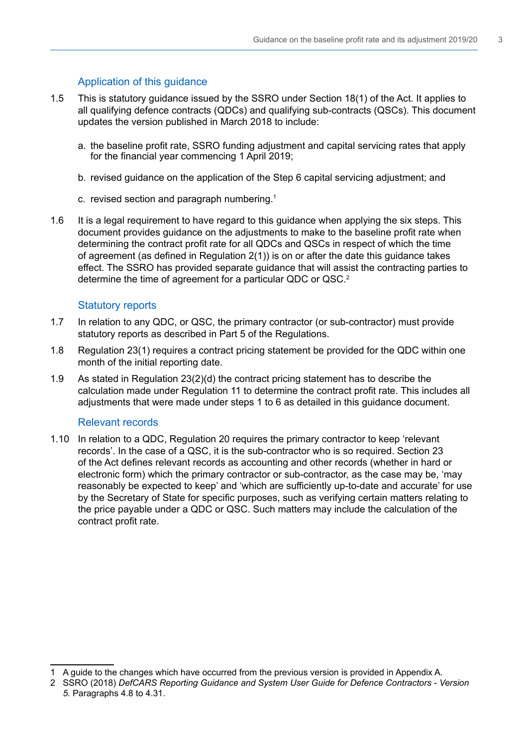### Application of this guidance

1.5 This is statutory guidance issued by the SSRO under Section 18(1) of the Act. It applies to all qualifying defence contracts (QDCs) and qualifying sub-contracts (QSCs). This document updates the version published in March 2018 to include:

a. the baseline profit rate, SSRO funding adjustment and capital servicing rates that apply for the financial year commencing 1 April 2019;

b. revised guidance on the application of the Step 6 capital servicing adjustment; and

c. revised section and paragraph numbering.[1]

1.6 It is a legal requirement to have regard to this guidance when applying the six steps. This document provides guidance on the adjustments to make to the baseline profit rate when determining the contract profit rate for all QDCs and QSCs in respect of which the time of agreement (as defined in Regulation 2(1)) is on or after the date this guidance takes effect. The SSRO has provided separate guidance that will assist the contracting parties to determine the time of agreement for a particular QDC or QSC.[2]

### Statutory reports

1.7 In relation to any QDC, or QSC, the primary contractor (or sub-contractor) must provide statutory reports as described in Part 5 of the Regulations.

1.8 Regulation 23(1) requires a contract pricing statement be provided for the QDC within one month of the initial reporting date.

1.9 As stated in Regulation 23(2)(d) the contract pricing statement has to describe the calculation made under Regulation 11 to determine the contract profit rate. This includes all adjustments that were made under steps 1 to 6 as detailed in this guidance document.

### Relevant records

1.10 In relation to a QDC, Regulation 20 requires the primary contractor to keep 'relevant records'. In the case of a QSC, it is the sub-contractor who is so required. Section 23 of the Act defines relevant records as accounting and other records (whether in hard or electronic form) which the primary contractor or sub-contractor, as the case may be, 'may reasonably be expected to keep' and 'which are sufficiently up-to-date and accurate' for use by the Secretary of State for specific purposes, such as verifying certain matters relating to the price payable under a QDC or QSC. Such matters may include the calculation of the contract profit rate.

---

1 A guide to the changes which have occurred from the previous version is provided in Appendix A.

2 SSRO (2018) *DefCARS Reporting Guidance and System User Guide for Defence Contractors - Version 5.* Paragraphs 4.8 to 4.31.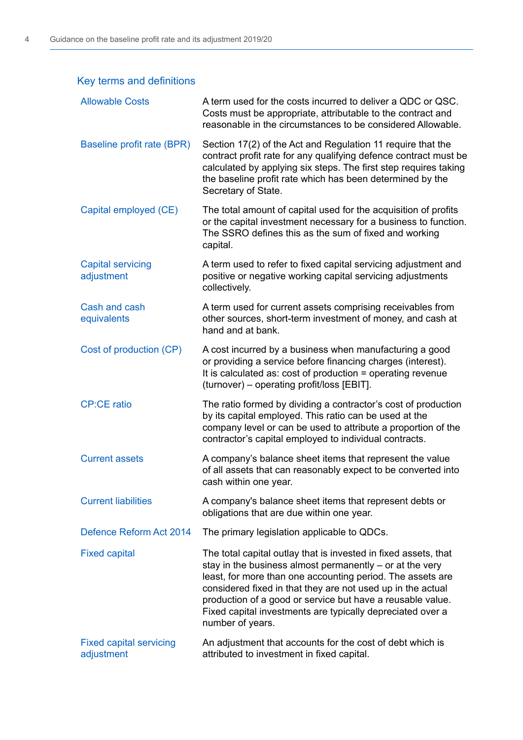## Key terms and definitions

| | |
|---|---|
| Allowable Costs | A term used for the costs incurred to deliver a QDC or QSC. Costs must be appropriate, attributable to the contract and reasonable in the circumstances to be considered Allowable. |
| Baseline profit rate (BPR) | Section 17(2) of the Act and Regulation 11 require that the contract profit rate for any qualifying defence contract must be calculated by applying six steps. The first step requires taking the baseline profit rate which has been determined by the Secretary of State. |
| Capital employed (CE) | The total amount of capital used for the acquisition of profits or the capital investment necessary for a business to function. The SSRO defines this as the sum of fixed and working capital. |
| Capital servicing adjustment | A term used to refer to fixed capital servicing adjustment and positive or negative working capital servicing adjustments collectively. |
| Cash and cash equivalents | A term used for current assets comprising receivables from other sources, short-term investment of money, and cash at hand and at bank. |
| Cost of production (CP) | A cost incurred by a business when manufacturing a good or providing a service before financing charges (interest). It is calculated as: cost of production = operating revenue (turnover) – operating profit/loss [EBIT]. |
| CP:CE ratio | The ratio formed by dividing a contractor's cost of production by its capital employed. This ratio can be used at the company level or can be used to attribute a proportion of the contractor's capital employed to individual contracts. |
| Current assets | A company's balance sheet items that represent the value of all assets that can reasonably expect to be converted into cash within one year. |
| Current liabilities | A company's balance sheet items that represent debts or obligations that are due within one year. |
| Defence Reform Act 2014 | The primary legislation applicable to QDCs. |
| Fixed capital | The total capital outlay that is invested in fixed assets, that stay in the business almost permanently – or at the very least, for more than one accounting period. The assets are considered fixed in that they are not used up in the actual production of a good or service but have a reusable value. Fixed capital investments are typically depreciated over a number of years. |
| Fixed capital servicing adjustment | An adjustment that accounts for the cost of debt which is attributed to investment in fixed capital. |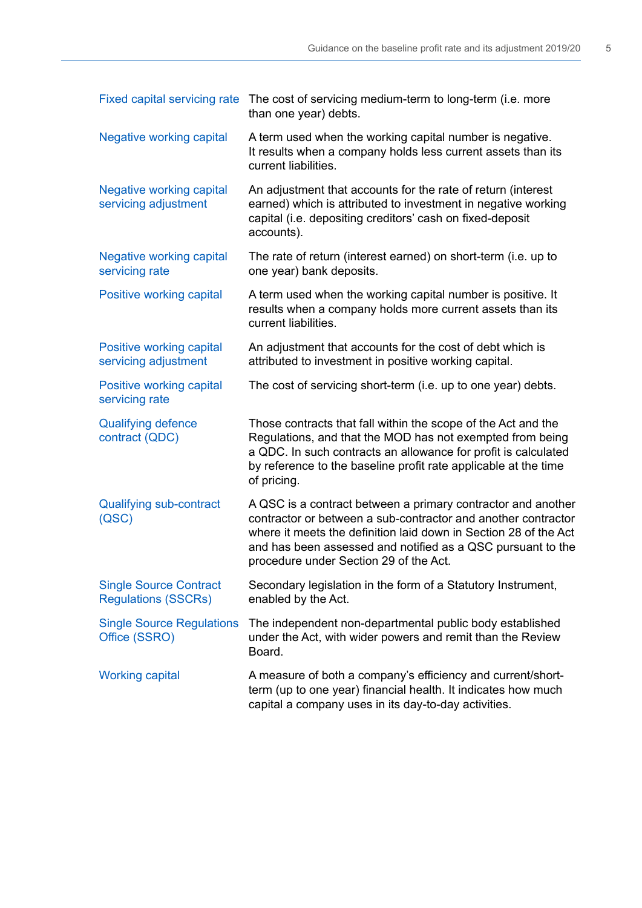| | |
|---|---|
| Fixed capital servicing rate | The cost of servicing medium-term to long-term (i.e. more than one year) debts. |
| Negative working capital | A term used when the working capital number is negative. It results when a company holds less current assets than its current liabilities. |
| Negative working capital servicing adjustment | An adjustment that accounts for the rate of return (interest earned) which is attributed to investment in negative working capital (i.e. depositing creditors' cash on fixed-deposit accounts). |
| Negative working capital servicing rate | The rate of return (interest earned) on short-term (i.e. up to one year) bank deposits. |
| Positive working capital | A term used when the working capital number is positive. It results when a company holds more current assets than its current liabilities. |
| Positive working capital servicing adjustment | An adjustment that accounts for the cost of debt which is attributed to investment in positive working capital. |
| Positive working capital servicing rate | The cost of servicing short-term (i.e. up to one year) debts. |
| Qualifying defence contract (QDC) | Those contracts that fall within the scope of the Act and the Regulations, and that the MOD has not exempted from being a QDC. In such contracts an allowance for profit is calculated by reference to the baseline profit rate applicable at the time of pricing. |
| Qualifying sub-contract (QSC) | A QSC is a contract between a primary contractor and another contractor or between a sub-contractor and another contractor where it meets the definition laid down in Section 28 of the Act and has been assessed and notified as a QSC pursuant to the procedure under Section 29 of the Act. |
| Single Source Contract Regulations (SSCRs) | Secondary legislation in the form of a Statutory Instrument, enabled by the Act. |
| Single Source Regulations Office (SSRO) | The independent non-departmental public body established under the Act, with wider powers and remit than the Review Board. |
| Working capital | A measure of both a company's efficiency and current/short-term (up to one year) financial health. It indicates how much capital a company uses in its day-to-day activities. |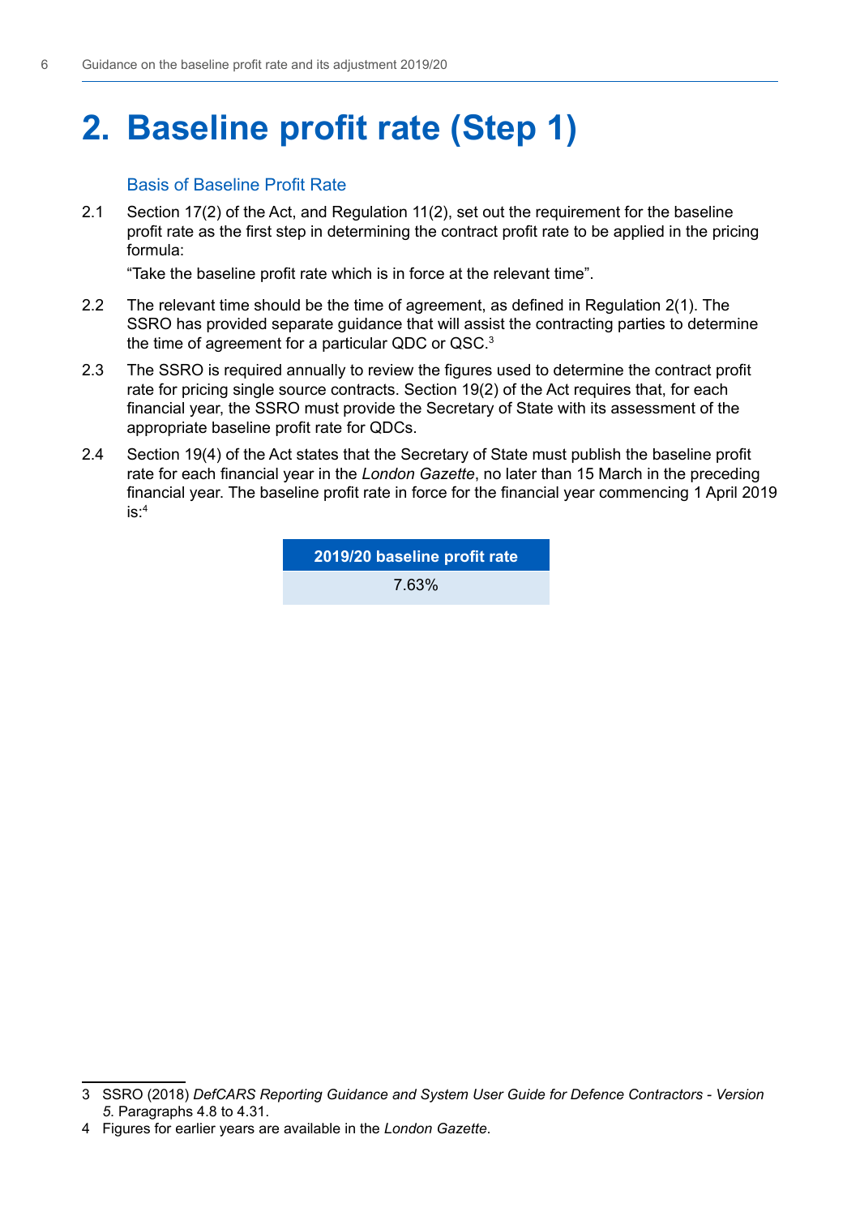# 2. Baseline profit rate (Step 1)

### Basis of Baseline Profit Rate

2.1 Section 17(2) of the Act, and Regulation 11(2), set out the requirement for the baseline profit rate as the first step in determining the contract profit rate to be applied in the pricing formula:

"Take the baseline profit rate which is in force at the relevant time".

2.2 The relevant time should be the time of agreement, as defined in Regulation 2(1). The SSRO has provided separate guidance that will assist the contracting parties to determine the time of agreement for a particular QDC or QSC.[3]

2.3 The SSRO is required annually to review the figures used to determine the contract profit rate for pricing single source contracts. Section 19(2) of the Act requires that, for each financial year, the SSRO must provide the Secretary of State with its assessment of the appropriate baseline profit rate for QDCs.

2.4 Section 19(4) of the Act states that the Secretary of State must publish the baseline profit rate for each financial year in the *London Gazette*, no later than 15 March in the preceding financial year. The baseline profit rate in force for the financial year commencing 1 April 2019 is:[4]

| 2019/20 baseline profit rate |
|---|
| 7.63% |

3 SSRO (2018) *DefCARS Reporting Guidance and System User Guide for Defence Contractors - Version 5*. Paragraphs 4.8 to 4.31.

4 Figures for earlier years are available in the *London Gazette*.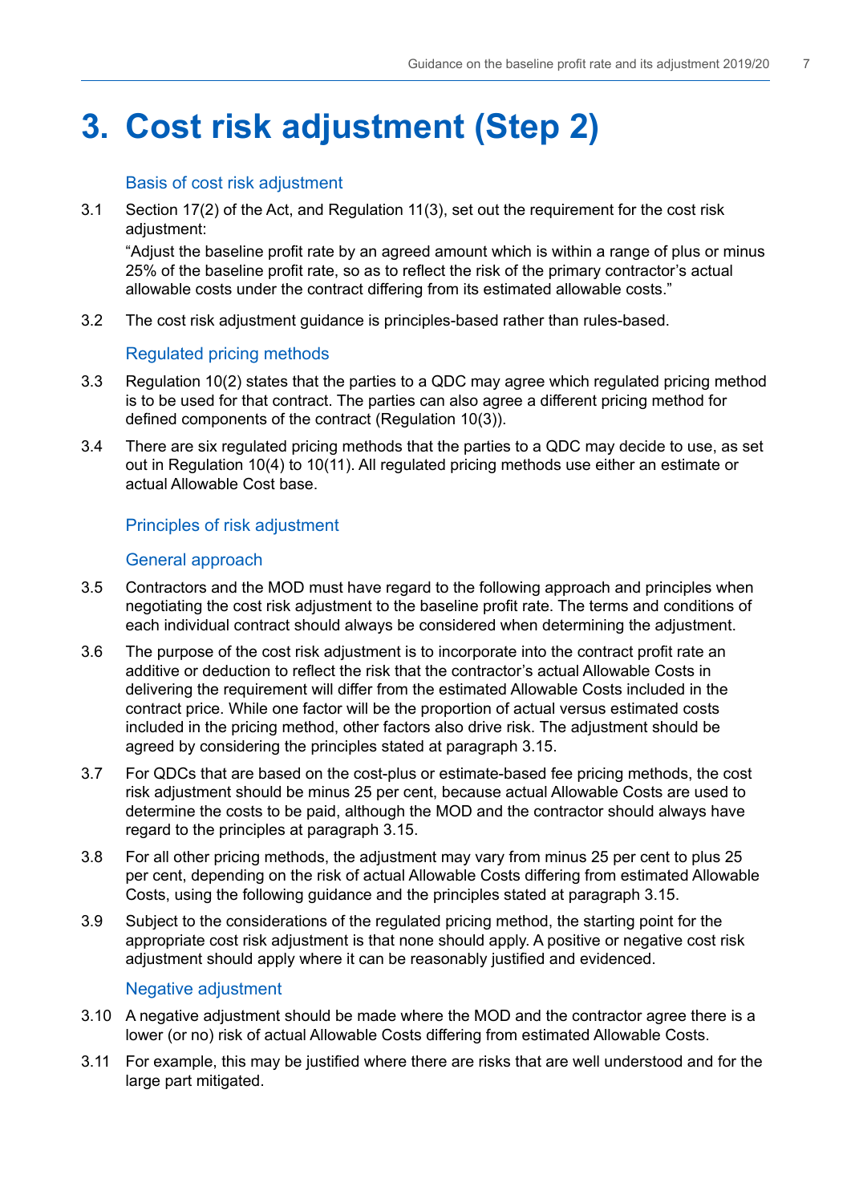# 3. Cost risk adjustment (Step 2)

### Basis of cost risk adjustment

3.1 Section 17(2) of the Act, and Regulation 11(3), set out the requirement for the cost risk adjustment:

"Adjust the baseline profit rate by an agreed amount which is within a range of plus or minus 25% of the baseline profit rate, so as to reflect the risk of the primary contractor's actual allowable costs under the contract differing from its estimated allowable costs."

3.2 The cost risk adjustment guidance is principles-based rather than rules-based.

### Regulated pricing methods

3.3 Regulation 10(2) states that the parties to a QDC may agree which regulated pricing method is to be used for that contract. The parties can also agree a different pricing method for defined components of the contract (Regulation 10(3)).

3.4 There are six regulated pricing methods that the parties to a QDC may decide to use, as set out in Regulation 10(4) to 10(11). All regulated pricing methods use either an estimate or actual Allowable Cost base.

### Principles of risk adjustment

### General approach

3.5 Contractors and the MOD must have regard to the following approach and principles when negotiating the cost risk adjustment to the baseline profit rate. The terms and conditions of each individual contract should always be considered when determining the adjustment.

3.6 The purpose of the cost risk adjustment is to incorporate into the contract profit rate an additive or deduction to reflect the risk that the contractor's actual Allowable Costs in delivering the requirement will differ from the estimated Allowable Costs included in the contract price. While one factor will be the proportion of actual versus estimated costs included in the pricing method, other factors also drive risk. The adjustment should be agreed by considering the principles stated at paragraph 3.15.

3.7 For QDCs that are based on the cost-plus or estimate-based fee pricing methods, the cost risk adjustment should be minus 25 per cent, because actual Allowable Costs are used to determine the costs to be paid, although the MOD and the contractor should always have regard to the principles at paragraph 3.15.

3.8 For all other pricing methods, the adjustment may vary from minus 25 per cent to plus 25 per cent, depending on the risk of actual Allowable Costs differing from estimated Allowable Costs, using the following guidance and the principles stated at paragraph 3.15.

3.9 Subject to the considerations of the regulated pricing method, the starting point for the appropriate cost risk adjustment is that none should apply. A positive or negative cost risk adjustment should apply where it can be reasonably justified and evidenced.

### Negative adjustment

3.10 A negative adjustment should be made where the MOD and the contractor agree there is a lower (or no) risk of actual Allowable Costs differing from estimated Allowable Costs.

3.11 For example, this may be justified where there are risks that are well understood and for the large part mitigated.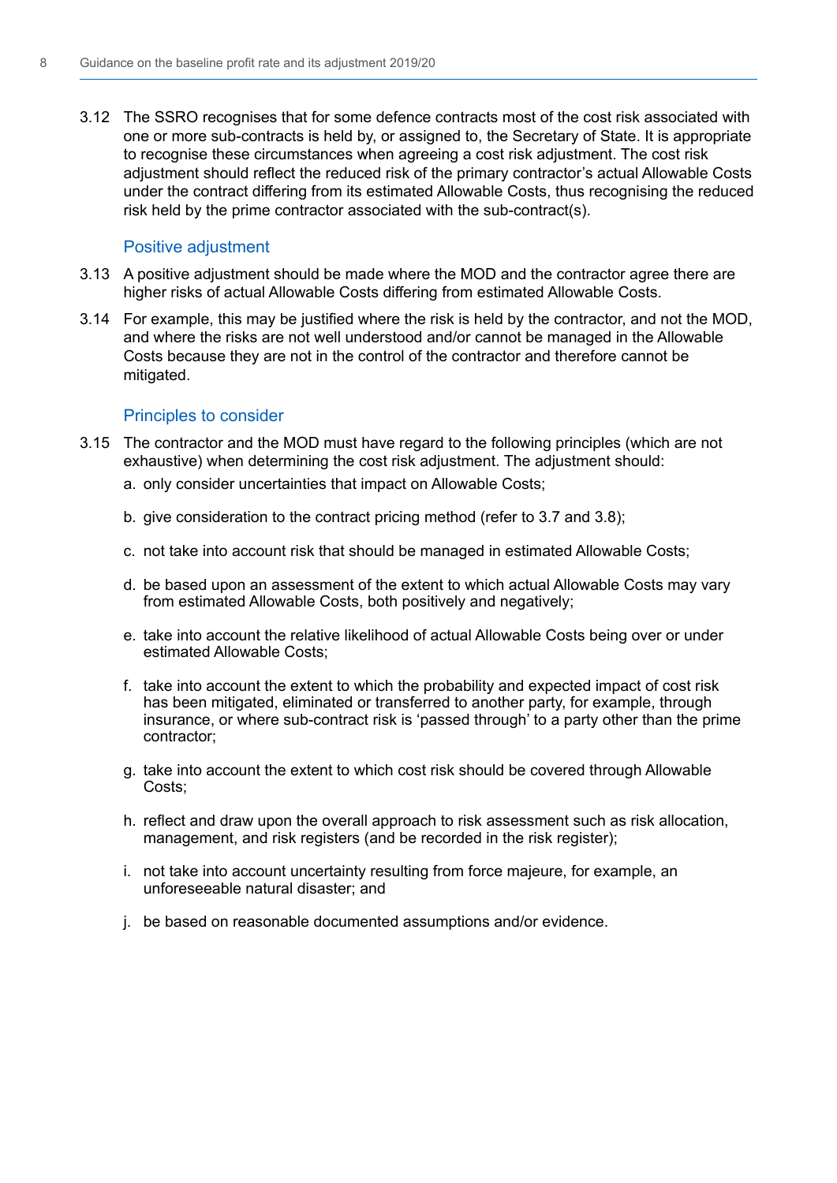3.12 The SSRO recognises that for some defence contracts most of the cost risk associated with one or more sub-contracts is held by, or assigned to, the Secretary of State. It is appropriate to recognise these circumstances when agreeing a cost risk adjustment. The cost risk adjustment should reflect the reduced risk of the primary contractor's actual Allowable Costs under the contract differing from its estimated Allowable Costs, thus recognising the reduced risk held by the prime contractor associated with the sub-contract(s).

### Positive adjustment

3.13 A positive adjustment should be made where the MOD and the contractor agree there are higher risks of actual Allowable Costs differing from estimated Allowable Costs.

3.14 For example, this may be justified where the risk is held by the contractor, and not the MOD, and where the risks are not well understood and/or cannot be managed in the Allowable Costs because they are not in the control of the contractor and therefore cannot be mitigated.

### Principles to consider

3.15 The contractor and the MOD must have regard to the following principles (which are not exhaustive) when determining the cost risk adjustment. The adjustment should:

a. only consider uncertainties that impact on Allowable Costs;

b. give consideration to the contract pricing method (refer to 3.7 and 3.8);

c. not take into account risk that should be managed in estimated Allowable Costs;

d. be based upon an assessment of the extent to which actual Allowable Costs may vary from estimated Allowable Costs, both positively and negatively;

e. take into account the relative likelihood of actual Allowable Costs being over or under estimated Allowable Costs;

f. take into account the extent to which the probability and expected impact of cost risk has been mitigated, eliminated or transferred to another party, for example, through insurance, or where sub-contract risk is 'passed through' to a party other than the prime contractor;

g. take into account the extent to which cost risk should be covered through Allowable Costs;

h. reflect and draw upon the overall approach to risk assessment such as risk allocation, management, and risk registers (and be recorded in the risk register);

i. not take into account uncertainty resulting from force majeure, for example, an unforeseeable natural disaster; and

j. be based on reasonable documented assumptions and/or evidence.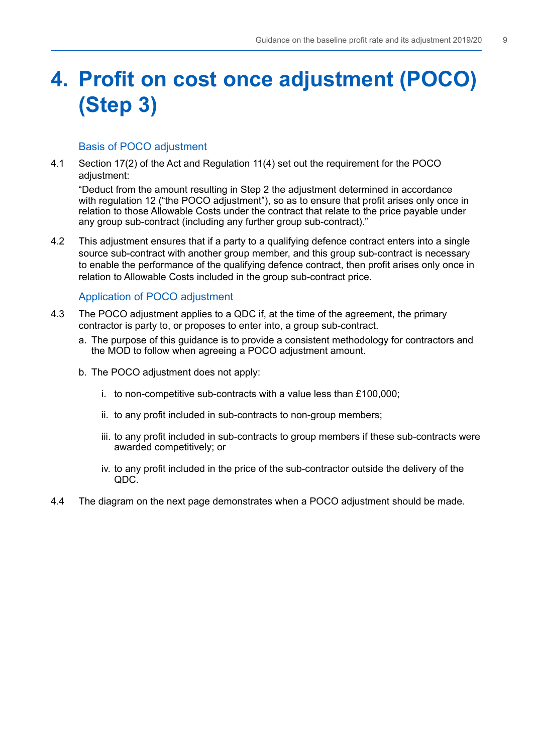# 4. Profit on cost once adjustment (POCO) (Step 3)

## Basis of POCO adjustment

4.1 Section 17(2) of the Act and Regulation 11(4) set out the requirement for the POCO adjustment:

"Deduct from the amount resulting in Step 2 the adjustment determined in accordance with regulation 12 ("the POCO adjustment"), so as to ensure that profit arises only once in relation to those Allowable Costs under the contract that relate to the price payable under any group sub-contract (including any further group sub-contract)."

4.2 This adjustment ensures that if a party to a qualifying defence contract enters into a single source sub-contract with another group member, and this group sub-contract is necessary to enable the performance of the qualifying defence contract, then profit arises only once in relation to Allowable Costs included in the group sub-contract price.

## Application of POCO adjustment

4.3 The POCO adjustment applies to a QDC if, at the time of the agreement, the primary contractor is party to, or proposes to enter into, a group sub-contract.

a. The purpose of this guidance is to provide a consistent methodology for contractors and the MOD to follow when agreeing a POCO adjustment amount.

b. The POCO adjustment does not apply:

i. to non-competitive sub-contracts with a value less than £100,000;

ii. to any profit included in sub-contracts to non-group members;

iii. to any profit included in sub-contracts to group members if these sub-contracts were awarded competitively; or

iv. to any profit included in the price of the sub-contractor outside the delivery of the QDC.

4.4 The diagram on the next page demonstrates when a POCO adjustment should be made.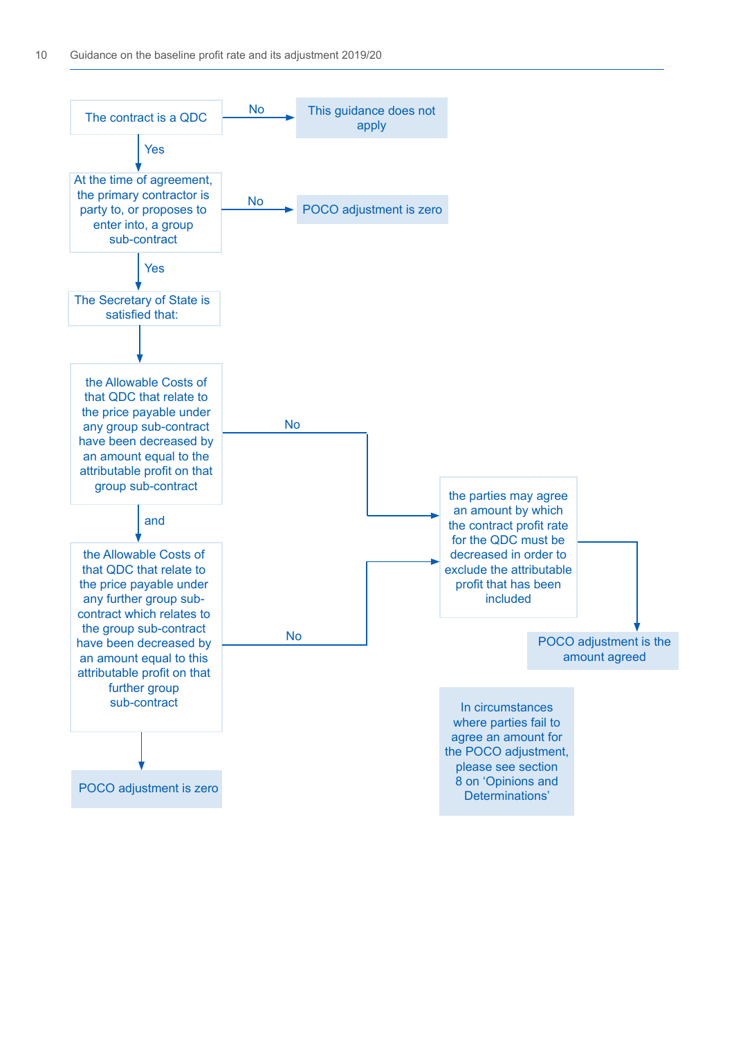The contract is a QDC

- No → This guidance does not apply
- Yes ↓

At the time of agreement, the primary contractor is party to, or proposes to enter into, a group sub-contract

- No → POCO adjustment is zero
- Yes ↓

The Secretary of State is satisfied that:

↓

the Allowable Costs of that QDC that relate to the price payable under any group sub-contract have been decreased by an amount equal to the attributable profit on that group sub-contract

- No → the parties may agree an amount by which the contract profit rate for the QDC must be decreased in order to exclude the attributable profit that has been included → POCO adjustment is the amount agreed
- and ↓

the Allowable Costs of that QDC that relate to the price payable under any further group sub-contract which relates to the group sub-contract have been decreased by an amount equal to this attributable profit on that further group sub-contract

- No → the parties may agree an amount by which the contract profit rate for the QDC must be decreased in order to exclude the attributable profit that has been included → POCO adjustment is the amount agreed
- ↓ POCO adjustment is zero

In circumstances where parties fail to agree an amount for the POCO adjustment, please see section 8 on 'Opinions and Determinations'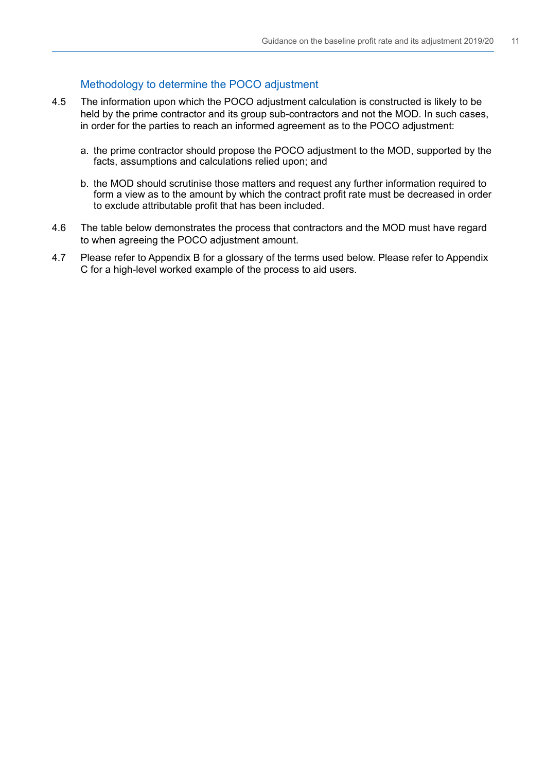### Methodology to determine the POCO adjustment

4.5 The information upon which the POCO adjustment calculation is constructed is likely to be held by the prime contractor and its group sub-contractors and not the MOD. In such cases, in order for the parties to reach an informed agreement as to the POCO adjustment:

a. the prime contractor should propose the POCO adjustment to the MOD, supported by the facts, assumptions and calculations relied upon; and

b. the MOD should scrutinise those matters and request any further information required to form a view as to the amount by which the contract profit rate must be decreased in order to exclude attributable profit that has been included.

4.6 The table below demonstrates the process that contractors and the MOD must have regard to when agreeing the POCO adjustment amount.

4.7 Please refer to Appendix B for a glossary of the terms used below. Please refer to Appendix C for a high-level worked example of the process to aid users.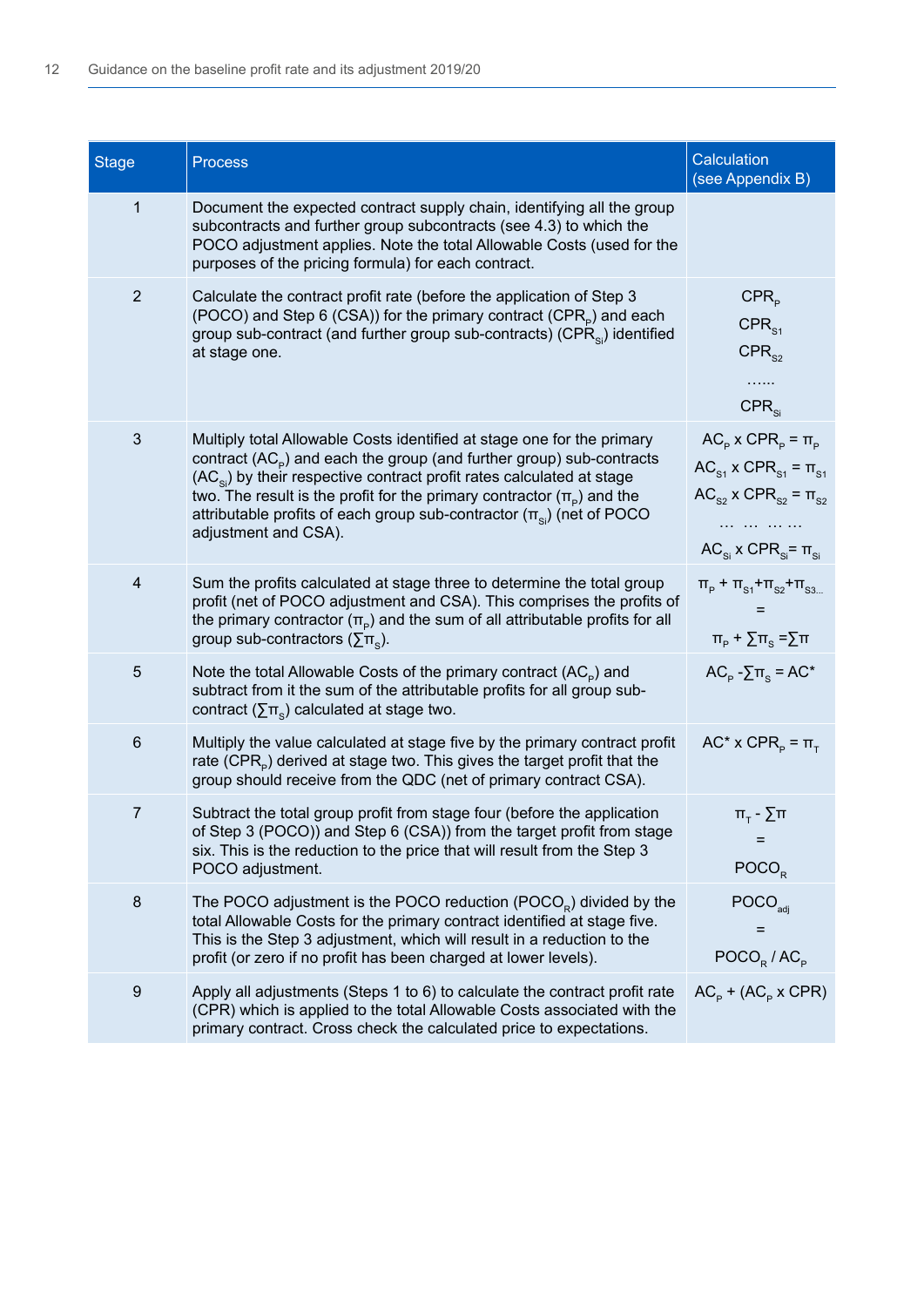| Stage | Process | Calculation (see Appendix B) |
|---|---|---|
| 1 | Document the expected contract supply chain, identifying all the group subcontracts and further group subcontracts (see 4.3) to which the POCO adjustment applies. Note the total Allowable Costs (used for the purposes of the pricing formula) for each contract. | |
| 2 | Calculate the contract profit rate (before the application of Step 3 (POCO) and Step 6 (CSA)) for the primary contract ($CPR_P$) and each group sub-contract (and further group sub-contracts) ($CPR_{Si}$) identified at stage one. | $CPR_P$ $CPR_{S1}$ $CPR_{S2}$ …… $CPR_{Si}$ |
| 3 | Multiply total Allowable Costs identified at stage one for the primary contract ($AC_P$) and each the group (and further group) sub-contracts ($AC_{Si}$) by their respective contract profit rates calculated at stage two. The result is the profit for the primary contractor ($\pi_P$) and the attributable profits of each group sub-contractor ($\pi_{Si}$) (net of POCO adjustment and CSA). | $AC_P \times CPR_P = \pi_P$ $AC_{S1} \times CPR_{S1} = \pi_{S1}$ $AC_{S2} \times CPR_{S2} = \pi_{S2}$ … … … … $AC_{Si} \times CPR_{Si} = \pi_{Si}$ |
| 4 | Sum the profits calculated at stage three to determine the total group profit (net of POCO adjustment and CSA). This comprises the profits of the primary contractor ($\pi_P$) and the sum of all attributable profits for all group sub-contractors ($\sum\pi_S$). | $\pi_P + \pi_{S1} + \pi_{S2} + \pi_{S3...}$ = $\pi_P + \sum\pi_S = \sum\pi$ |
| 5 | Note the total Allowable Costs of the primary contract ($AC_P$) and subtract from it the sum of the attributable profits for all group sub-contract ($\sum\pi_S$) calculated at stage two. | $AC_P - \sum\pi_S = AC^*$ |
| 6 | Multiply the value calculated at stage five by the primary contract profit rate ($CPR_P$) derived at stage two. This gives the target profit that the group should receive from the QDC (net of primary contract CSA). | $AC^* \times CPR_P = \pi_T$ |
| 7 | Subtract the total group profit from stage four (before the application of Step 3 (POCO)) and Step 6 (CSA)) from the target profit from stage six. This is the reduction to the price that will result from the Step 3 POCO adjustment. | $\pi_T - \sum\pi$ = $POCO_R$ |
| 8 | The POCO adjustment is the POCO reduction ($POCO_R$) divided by the total Allowable Costs for the primary contract identified at stage five. This is the Step 3 adjustment, which will result in a reduction to the profit (or zero if no profit has been charged at lower levels). | $POCO_{adj}$ = $POCO_R / AC_P$ |
| 9 | Apply all adjustments (Steps 1 to 6) to calculate the contract profit rate (CPR) which is applied to the total Allowable Costs associated with the primary contract. Cross check the calculated price to expectations. | $AC_P + (AC_P \times CPR)$ |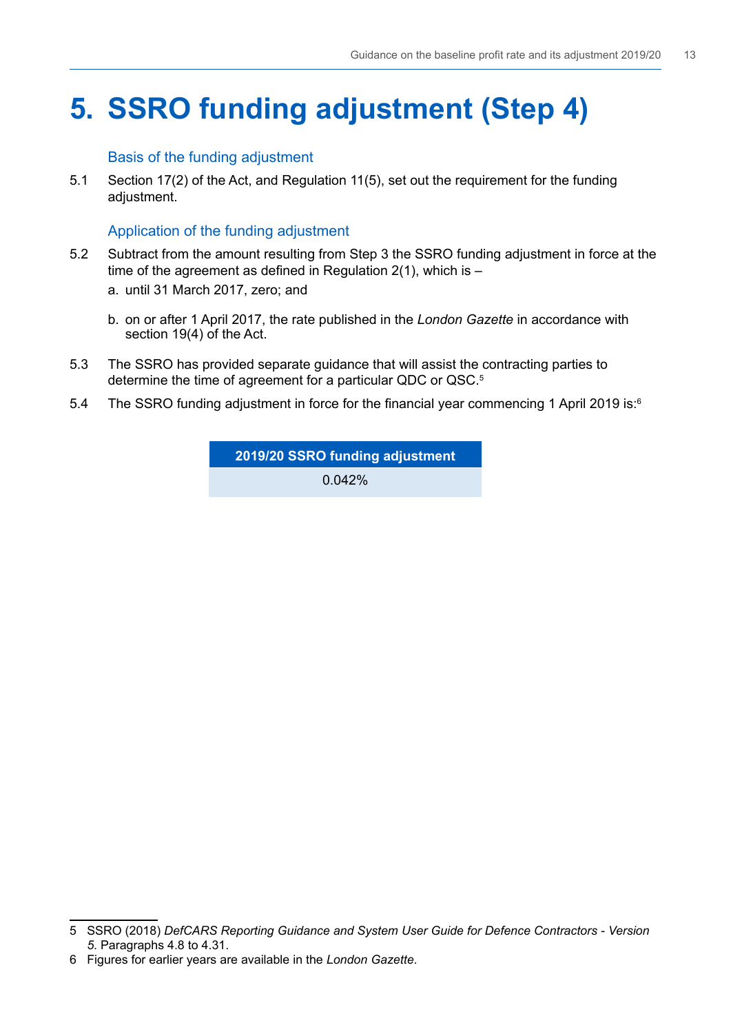# 5. SSRO funding adjustment (Step 4)

### Basis of the funding adjustment

5.1 Section 17(2) of the Act, and Regulation 11(5), set out the requirement for the funding adjustment.

### Application of the funding adjustment

5.2 Subtract from the amount resulting from Step 3 the SSRO funding adjustment in force at the time of the agreement as defined in Regulation 2(1), which is –

a. until 31 March 2017, zero; and

b. on or after 1 April 2017, the rate published in the *London Gazette* in accordance with section 19(4) of the Act.

5.3 The SSRO has provided separate guidance that will assist the contracting parties to determine the time of agreement for a particular QDC or QSC.[5]

5.4 The SSRO funding adjustment in force for the financial year commencing 1 April 2019 is:[6]

| 2019/20 SSRO funding adjustment |
| --- |
| 0.042% |

---

5 SSRO (2018) *DefCARS Reporting Guidance and System User Guide for Defence Contractors - Version 5.* Paragraphs 4.8 to 4.31.

6 Figures for earlier years are available in the *London Gazette*.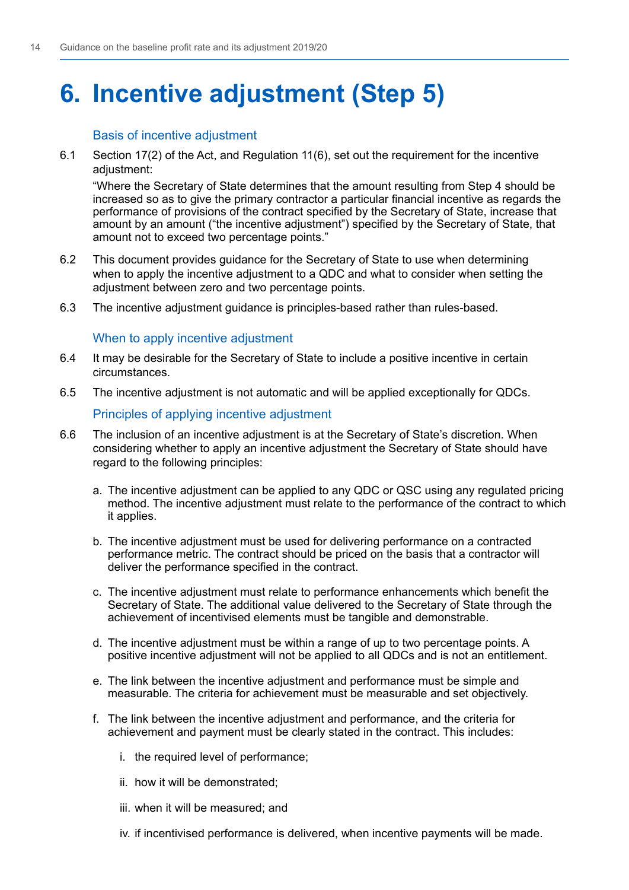# 6. Incentive adjustment (Step 5)

## Basis of incentive adjustment

6.1 Section 17(2) of the Act, and Regulation 11(6), set out the requirement for the incentive adjustment:

"Where the Secretary of State determines that the amount resulting from Step 4 should be increased so as to give the primary contractor a particular financial incentive as regards the performance of provisions of the contract specified by the Secretary of State, increase that amount by an amount ("the incentive adjustment") specified by the Secretary of State, that amount not to exceed two percentage points."

6.2 This document provides guidance for the Secretary of State to use when determining when to apply the incentive adjustment to a QDC and what to consider when setting the adjustment between zero and two percentage points.

6.3 The incentive adjustment guidance is principles-based rather than rules-based.

## When to apply incentive adjustment

6.4 It may be desirable for the Secretary of State to include a positive incentive in certain circumstances.

6.5 The incentive adjustment is not automatic and will be applied exceptionally for QDCs.

## Principles of applying incentive adjustment

6.6 The inclusion of an incentive adjustment is at the Secretary of State's discretion. When considering whether to apply an incentive adjustment the Secretary of State should have regard to the following principles:

a. The incentive adjustment can be applied to any QDC or QSC using any regulated pricing method. The incentive adjustment must relate to the performance of the contract to which it applies.

b. The incentive adjustment must be used for delivering performance on a contracted performance metric. The contract should be priced on the basis that a contractor will deliver the performance specified in the contract.

c. The incentive adjustment must relate to performance enhancements which benefit the Secretary of State. The additional value delivered to the Secretary of State through the achievement of incentivised elements must be tangible and demonstrable.

d. The incentive adjustment must be within a range of up to two percentage points. A positive incentive adjustment will not be applied to all QDCs and is not an entitlement.

e. The link between the incentive adjustment and performance must be simple and measurable. The criteria for achievement must be measurable and set objectively.

f. The link between the incentive adjustment and performance, and the criteria for achievement and payment must be clearly stated in the contract. This includes:

   i. the required level of performance;

   ii. how it will be demonstrated;

   iii. when it will be measured; and

   iv. if incentivised performance is delivered, when incentive payments will be made.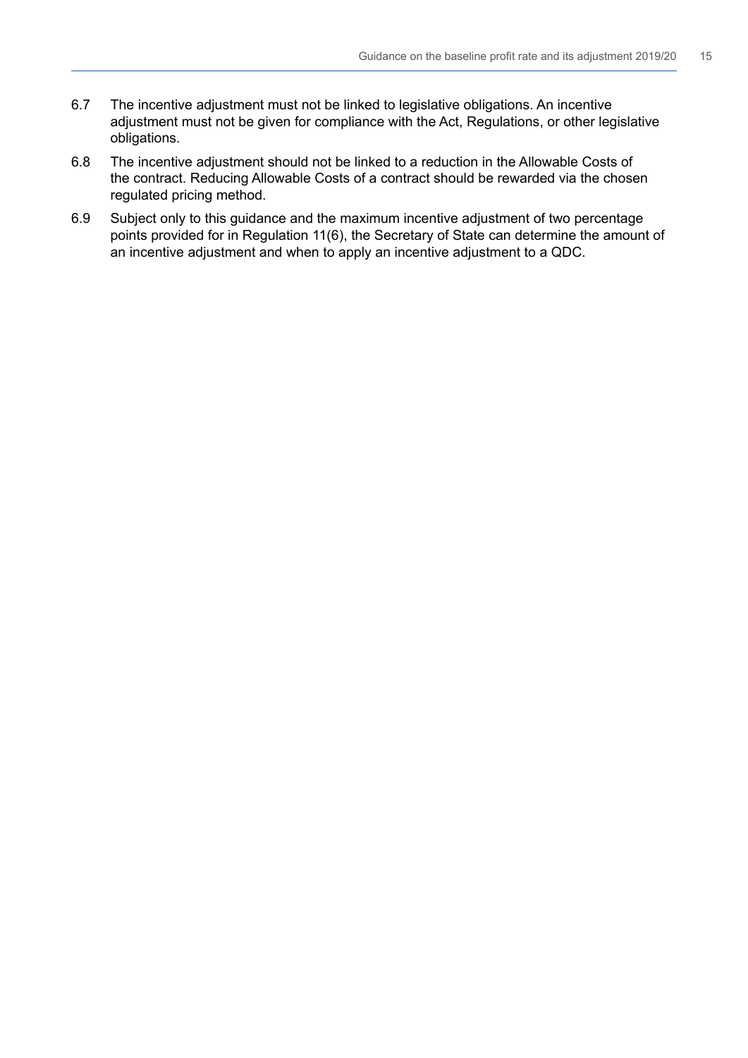6.7 The incentive adjustment must not be linked to legislative obligations. An incentive adjustment must not be given for compliance with the Act, Regulations, or other legislative obligations.

6.8 The incentive adjustment should not be linked to a reduction in the Allowable Costs of the contract. Reducing Allowable Costs of a contract should be rewarded via the chosen regulated pricing method.

6.9 Subject only to this guidance and the maximum incentive adjustment of two percentage points provided for in Regulation 11(6), the Secretary of State can determine the amount of an incentive adjustment and when to apply an incentive adjustment to a QDC.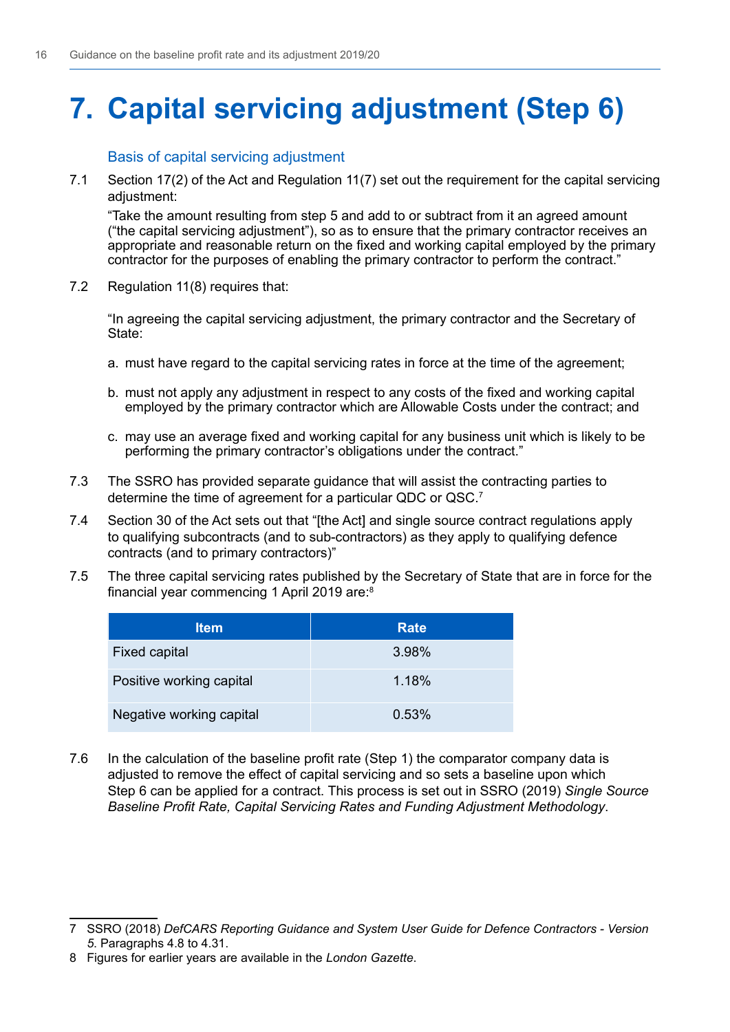# 7. Capital servicing adjustment (Step 6)

### Basis of capital servicing adjustment

7.1 Section 17(2) of the Act and Regulation 11(7) set out the requirement for the capital servicing adjustment:

"Take the amount resulting from step 5 and add to or subtract from it an agreed amount ("the capital servicing adjustment"), so as to ensure that the primary contractor receives an appropriate and reasonable return on the fixed and working capital employed by the primary contractor for the purposes of enabling the primary contractor to perform the contract."

7.2 Regulation 11(8) requires that:

"In agreeing the capital servicing adjustment, the primary contractor and the Secretary of State:

a. must have regard to the capital servicing rates in force at the time of the agreement;

b. must not apply any adjustment in respect to any costs of the fixed and working capital employed by the primary contractor which are Allowable Costs under the contract; and

c. may use an average fixed and working capital for any business unit which is likely to be performing the primary contractor's obligations under the contract."

7.3 The SSRO has provided separate guidance that will assist the contracting parties to determine the time of agreement for a particular QDC or QSC.[7]

7.4 Section 30 of the Act sets out that "[the Act] and single source contract regulations apply to qualifying subcontracts (and to sub-contractors) as they apply to qualifying defence contracts (and to primary contractors)"

7.5 The three capital servicing rates published by the Secretary of State that are in force for the financial year commencing 1 April 2019 are:[8]

| Item | Rate |
|---|---|
| Fixed capital | 3.98% |
| Positive working capital | 1.18% |
| Negative working capital | 0.53% |

7.6 In the calculation of the baseline profit rate (Step 1) the comparator company data is adjusted to remove the effect of capital servicing and so sets a baseline upon which Step 6 can be applied for a contract. This process is set out in SSRO (2019) *Single Source Baseline Profit Rate, Capital Servicing Rates and Funding Adjustment Methodology*.

---

7 SSRO (2018) *DefCARS Reporting Guidance and System User Guide for Defence Contractors - Version 5.* Paragraphs 4.8 to 4.31.

8 Figures for earlier years are available in the *London Gazette*.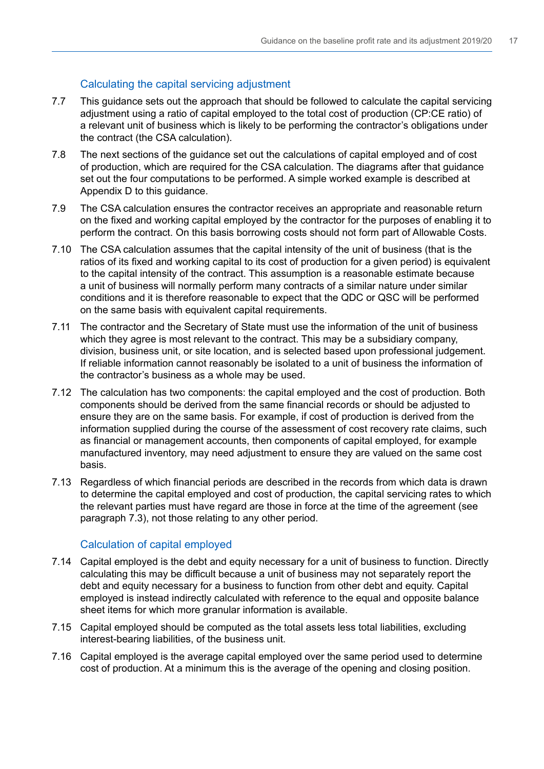## Calculating the capital servicing adjustment

7.7 This guidance sets out the approach that should be followed to calculate the capital servicing adjustment using a ratio of capital employed to the total cost of production (CP:CE ratio) of a relevant unit of business which is likely to be performing the contractor's obligations under the contract (the CSA calculation).

7.8 The next sections of the guidance set out the calculations of capital employed and of cost of production, which are required for the CSA calculation. The diagrams after that guidance set out the four computations to be performed. A simple worked example is described at Appendix D to this guidance.

7.9 The CSA calculation ensures the contractor receives an appropriate and reasonable return on the fixed and working capital employed by the contractor for the purposes of enabling it to perform the contract. On this basis borrowing costs should not form part of Allowable Costs.

7.10 The CSA calculation assumes that the capital intensity of the unit of business (that is the ratios of its fixed and working capital to its cost of production for a given period) is equivalent to the capital intensity of the contract. This assumption is a reasonable estimate because a unit of business will normally perform many contracts of a similar nature under similar conditions and it is therefore reasonable to expect that the QDC or QSC will be performed on the same basis with equivalent capital requirements.

7.11 The contractor and the Secretary of State must use the information of the unit of business which they agree is most relevant to the contract. This may be a subsidiary company, division, business unit, or site location, and is selected based upon professional judgement. If reliable information cannot reasonably be isolated to a unit of business the information of the contractor's business as a whole may be used.

7.12 The calculation has two components: the capital employed and the cost of production. Both components should be derived from the same financial records or should be adjusted to ensure they are on the same basis. For example, if cost of production is derived from the information supplied during the course of the assessment of cost recovery rate claims, such as financial or management accounts, then components of capital employed, for example manufactured inventory, may need adjustment to ensure they are valued on the same cost basis.

7.13 Regardless of which financial periods are described in the records from which data is drawn to determine the capital employed and cost of production, the capital servicing rates to which the relevant parties must have regard are those in force at the time of the agreement (see paragraph 7.3), not those relating to any other period.

## Calculation of capital employed

7.14 Capital employed is the debt and equity necessary for a unit of business to function. Directly calculating this may be difficult because a unit of business may not separately report the debt and equity necessary for a business to function from other debt and equity. Capital employed is instead indirectly calculated with reference to the equal and opposite balance sheet items for which more granular information is available.

7.15 Capital employed should be computed as the total assets less total liabilities, excluding interest-bearing liabilities, of the business unit.

7.16 Capital employed is the average capital employed over the same period used to determine cost of production. At a minimum this is the average of the opening and closing position.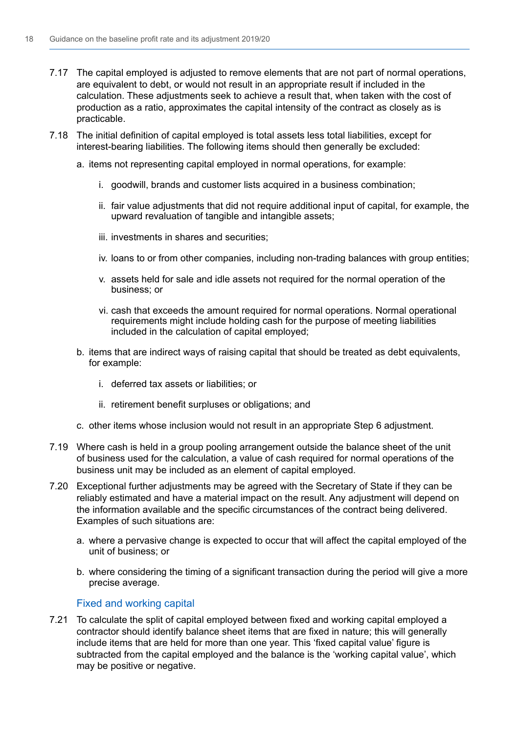7.17 The capital employed is adjusted to remove elements that are not part of normal operations, are equivalent to debt, or would not result in an appropriate result if included in the calculation. These adjustments seek to achieve a result that, when taken with the cost of production as a ratio, approximates the capital intensity of the contract as closely as is practicable.

7.18 The initial definition of capital employed is total assets less total liabilities, except for interest-bearing liabilities. The following items should then generally be excluded:

a. items not representing capital employed in normal operations, for example:

   i. goodwill, brands and customer lists acquired in a business combination;

   ii. fair value adjustments that did not require additional input of capital, for example, the upward revaluation of tangible and intangible assets;

   iii. investments in shares and securities;

   iv. loans to or from other companies, including non-trading balances with group entities;

   v. assets held for sale and idle assets not required for the normal operation of the business; or

   vi. cash that exceeds the amount required for normal operations. Normal operational requirements might include holding cash for the purpose of meeting liabilities included in the calculation of capital employed;

b. items that are indirect ways of raising capital that should be treated as debt equivalents, for example:

   i. deferred tax assets or liabilities; or

   ii. retirement benefit surpluses or obligations; and

c. other items whose inclusion would not result in an appropriate Step 6 adjustment.

7.19 Where cash is held in a group pooling arrangement outside the balance sheet of the unit of business used for the calculation, a value of cash required for normal operations of the business unit may be included as an element of capital employed.

7.20 Exceptional further adjustments may be agreed with the Secretary of State if they can be reliably estimated and have a material impact on the result. Any adjustment will depend on the information available and the specific circumstances of the contract being delivered. Examples of such situations are:

a. where a pervasive change is expected to occur that will affect the capital employed of the unit of business; or

b. where considering the timing of a significant transaction during the period will give a more precise average.

### Fixed and working capital

7.21 To calculate the split of capital employed between fixed and working capital employed a contractor should identify balance sheet items that are fixed in nature; this will generally include items that are held for more than one year. This 'fixed capital value' figure is subtracted from the capital employed and the balance is the 'working capital value', which may be positive or negative.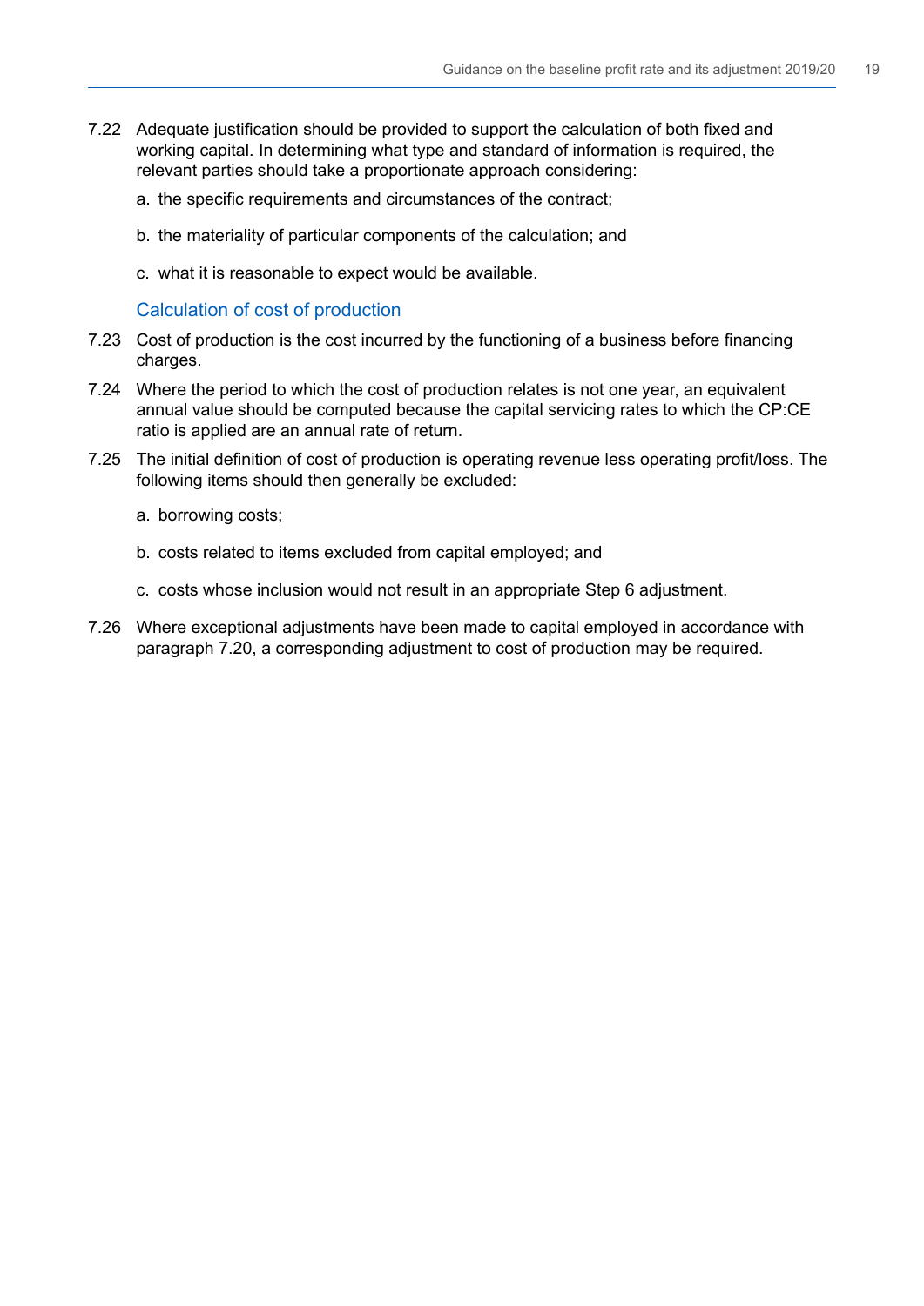7.22 Adequate justification should be provided to support the calculation of both fixed and working capital. In determining what type and standard of information is required, the relevant parties should take a proportionate approach considering:

a. the specific requirements and circumstances of the contract;

b. the materiality of particular components of the calculation; and

c. what it is reasonable to expect would be available.

### Calculation of cost of production

7.23 Cost of production is the cost incurred by the functioning of a business before financing charges.

7.24 Where the period to which the cost of production relates is not one year, an equivalent annual value should be computed because the capital servicing rates to which the CP:CE ratio is applied are an annual rate of return.

7.25 The initial definition of cost of production is operating revenue less operating profit/loss. The following items should then generally be excluded:

a. borrowing costs;

b. costs related to items excluded from capital employed; and

c. costs whose inclusion would not result in an appropriate Step 6 adjustment.

7.26 Where exceptional adjustments have been made to capital employed in accordance with paragraph 7.20, a corresponding adjustment to cost of production may be required.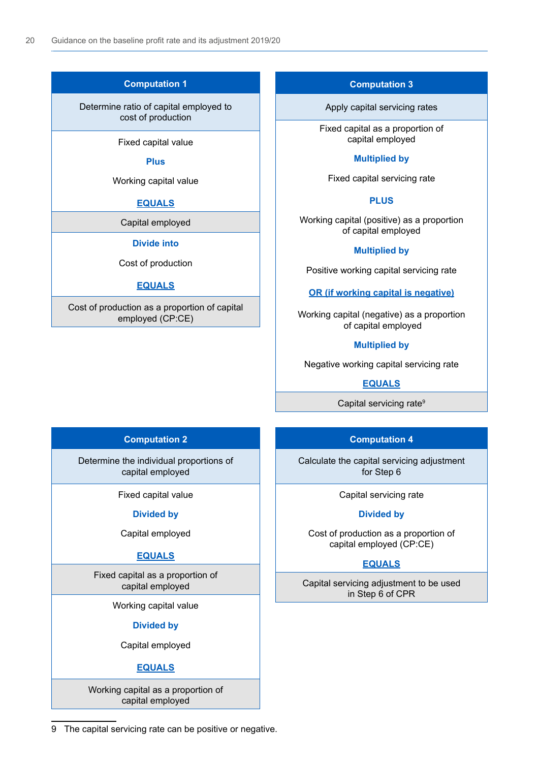## Computation 1

**Determine ratio of capital employed to cost of production**

Fixed capital value

**Plus**

Working capital value

**EQUALS**

Capital employed

**Divide into**

Cost of production

**EQUALS**

Cost of production as a proportion of capital employed (CP:CE)

## Computation 2

**Determine the individual proportions of capital employed**

Fixed capital value

**Divided by**

Capital employed

**EQUALS**

Fixed capital as a proportion of capital employed

Working capital value

**Divided by**

Capital employed

**EQUALS**

Working capital as a proportion of capital employed

## Computation 3

**Apply capital servicing rates**

Fixed capital as a proportion of capital employed

**Multiplied by**

Fixed capital servicing rate

**PLUS**

Working capital (positive) as a proportion of capital employed

**Multiplied by**

Positive working capital servicing rate

**OR (if working capital is negative)**

Working capital (negative) as a proportion of capital employed

**Multiplied by**

Negative working capital servicing rate

**EQUALS**

Capital servicing rate[9]

## Computation 4

**Calculate the capital servicing adjustment for Step 6**

Capital servicing rate

**Divided by**

Cost of production as a proportion of capital employed (CP:CE)

**EQUALS**

Capital servicing adjustment to be used in Step 6 of CPR

---

9 The capital servicing rate can be positive or negative.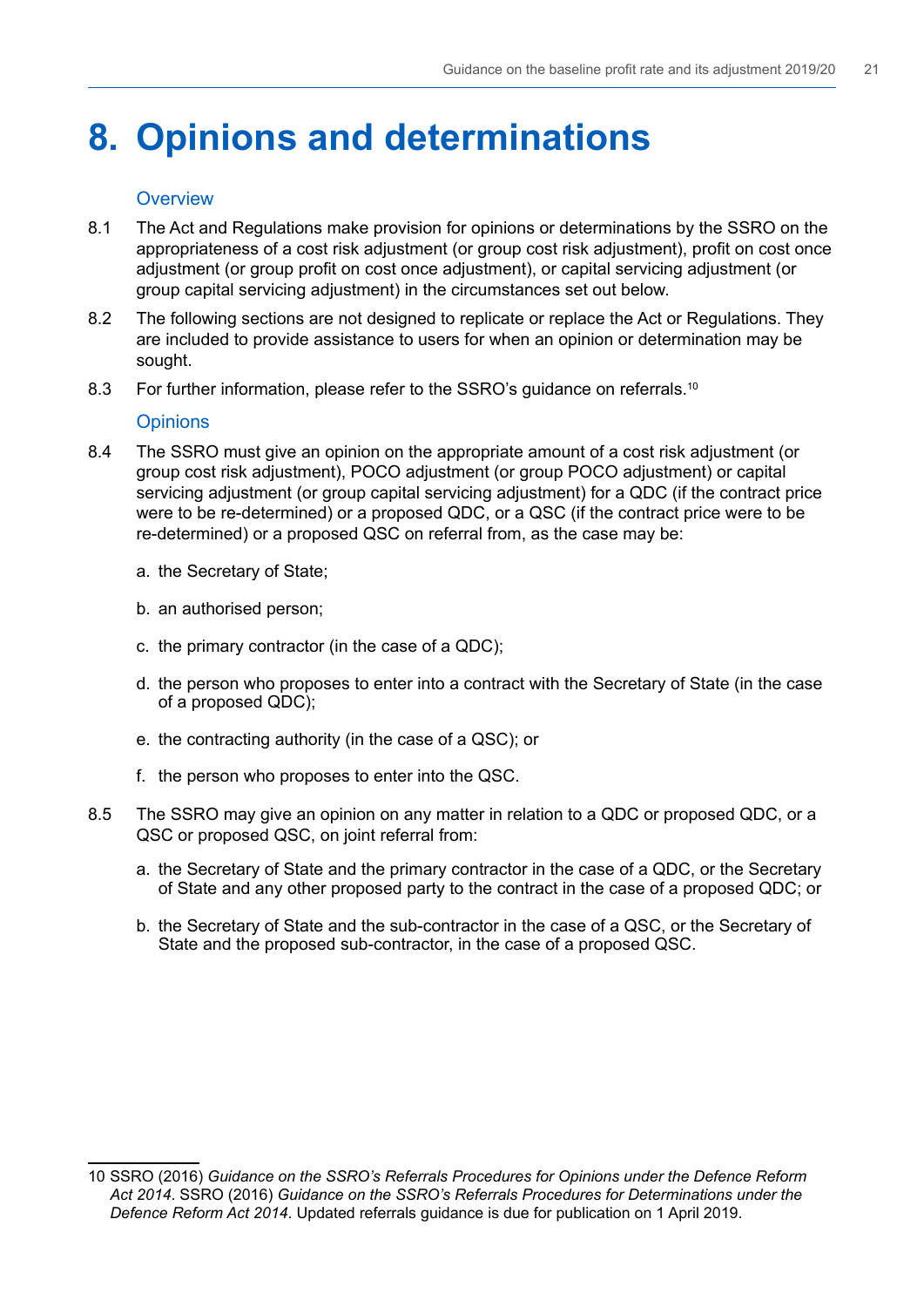# 8. Opinions and determinations

## Overview

8.1 The Act and Regulations make provision for opinions or determinations by the SSRO on the appropriateness of a cost risk adjustment (or group cost risk adjustment), profit on cost once adjustment (or group profit on cost once adjustment), or capital servicing adjustment (or group capital servicing adjustment) in the circumstances set out below.

8.2 The following sections are not designed to replicate or replace the Act or Regulations. They are included to provide assistance to users for when an opinion or determination may be sought.

8.3 For further information, please refer to the SSRO's guidance on referrals.[10]

## Opinions

8.4 The SSRO must give an opinion on the appropriate amount of a cost risk adjustment (or group cost risk adjustment), POCO adjustment (or group POCO adjustment) or capital servicing adjustment (or group capital servicing adjustment) for a QDC (if the contract price were to be re-determined) or a proposed QDC, or a QSC (if the contract price were to be re-determined) or a proposed QSC on referral from, as the case may be:

a. the Secretary of State;

b. an authorised person;

c. the primary contractor (in the case of a QDC);

d. the person who proposes to enter into a contract with the Secretary of State (in the case of a proposed QDC);

e. the contracting authority (in the case of a QSC); or

f. the person who proposes to enter into the QSC.

8.5 The SSRO may give an opinion on any matter in relation to a QDC or proposed QDC, or a QSC or proposed QSC, on joint referral from:

a. the Secretary of State and the primary contractor in the case of a QDC, or the Secretary of State and any other proposed party to the contract in the case of a proposed QDC; or

b. the Secretary of State and the sub-contractor in the case of a QSC, or the Secretary of State and the proposed sub-contractor, in the case of a proposed QSC.

---

10 SSRO (2016) *Guidance on the SSRO's Referrals Procedures for Opinions under the Defence Reform Act 2014*. SSRO (2016) *Guidance on the SSRO's Referrals Procedures for Determinations under the Defence Reform Act 2014*. Updated referrals guidance is due for publication on 1 April 2019.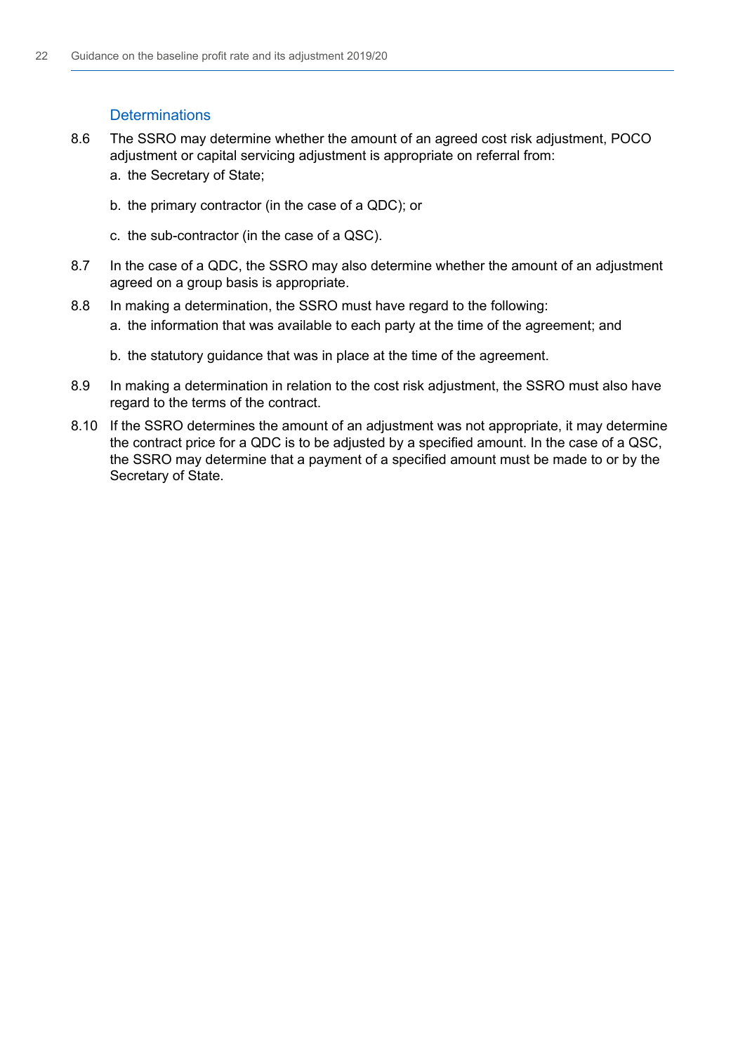### Determinations

8.6 The SSRO may determine whether the amount of an agreed cost risk adjustment, POCO adjustment or capital servicing adjustment is appropriate on referral from:

a. the Secretary of State;

b. the primary contractor (in the case of a QDC); or

c. the sub-contractor (in the case of a QSC).

8.7 In the case of a QDC, the SSRO may also determine whether the amount of an adjustment agreed on a group basis is appropriate.

8.8 In making a determination, the SSRO must have regard to the following:

a. the information that was available to each party at the time of the agreement; and

b. the statutory guidance that was in place at the time of the agreement.

8.9 In making a determination in relation to the cost risk adjustment, the SSRO must also have regard to the terms of the contract.

8.10 If the SSRO determines the amount of an adjustment was not appropriate, it may determine the contract price for a QDC is to be adjusted by a specified amount. In the case of a QSC, the SSRO may determine that a payment of a specified amount must be made to or by the Secretary of State.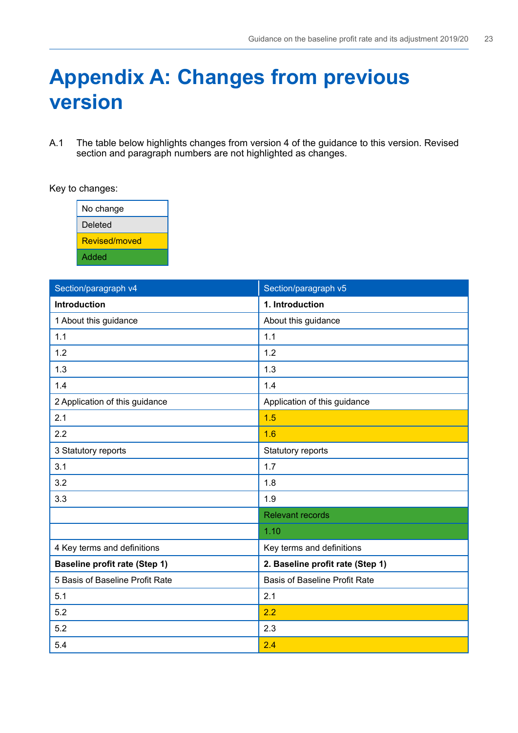# Appendix A: Changes from previous version

A.1 The table below highlights changes from version 4 of the guidance to this version. Revised section and paragraph numbers are not highlighted as changes.

Key to changes:

| No change |
|---|
| Deleted |
| Revised/moved |
| Added |

| Section/paragraph v4 | Section/paragraph v5 |
|---|---|
| **Introduction** | **1. Introduction** |
| 1 About this guidance | About this guidance |
| 1.1 | 1.1 |
| 1.2 | 1.2 |
| 1.3 | 1.3 |
| 1.4 | 1.4 |
| 2 Application of this guidance | Application of this guidance |
| 2.1 | 1.5 |
| 2.2 | 1.6 |
| 3 Statutory reports | Statutory reports |
| 3.1 | 1.7 |
| 3.2 | 1.8 |
| 3.3 | 1.9 |
| | Relevant records |
| | 1.10 |
| 4 Key terms and definitions | Key terms and definitions |
| **Baseline profit rate (Step 1)** | **2. Baseline profit rate (Step 1)** |
| 5 Basis of Baseline Profit Rate | Basis of Baseline Profit Rate |
| 5.1 | 2.1 |
| 5.2 | 2.2 |
| 5.2 | 2.3 |
| 5.4 | 2.4 |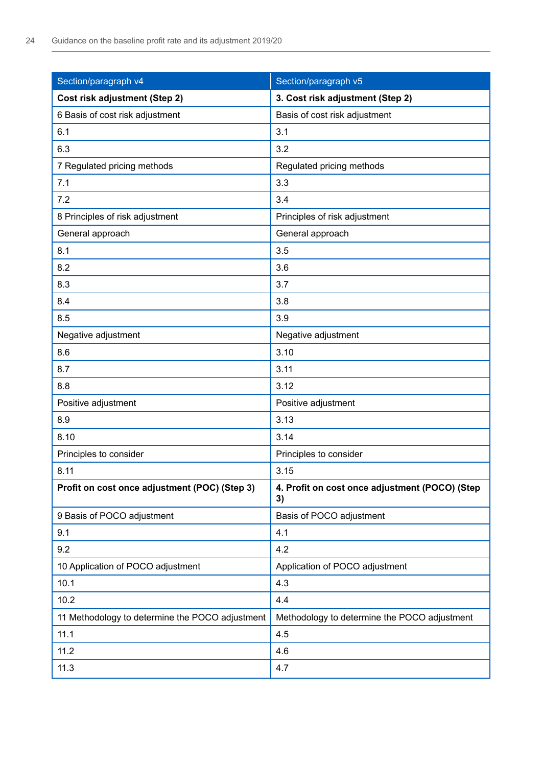| Section/paragraph v4 | Section/paragraph v5 |
|---|---|
| **Cost risk adjustment (Step 2)** | **3. Cost risk adjustment (Step 2)** |
| 6 Basis of cost risk adjustment | Basis of cost risk adjustment |
| 6.1 | 3.1 |
| 6.3 | 3.2 |
| 7 Regulated pricing methods | Regulated pricing methods |
| 7.1 | 3.3 |
| 7.2 | 3.4 |
| 8 Principles of risk adjustment | Principles of risk adjustment |
| General approach | General approach |
| 8.1 | 3.5 |
| 8.2 | 3.6 |
| 8.3 | 3.7 |
| 8.4 | 3.8 |
| 8.5 | 3.9 |
| Negative adjustment | Negative adjustment |
| 8.6 | 3.10 |
| 8.7 | 3.11 |
| 8.8 | 3.12 |
| Positive adjustment | Positive adjustment |
| 8.9 | 3.13 |
| 8.10 | 3.14 |
| Principles to consider | Principles to consider |
| 8.11 | 3.15 |
| **Profit on cost once adjustment (POC) (Step 3)** | **4. Profit on cost once adjustment (POCO) (Step 3)** |
| 9 Basis of POCO adjustment | Basis of POCO adjustment |
| 9.1 | 4.1 |
| 9.2 | 4.2 |
| 10 Application of POCO adjustment | Application of POCO adjustment |
| 10.1 | 4.3 |
| 10.2 | 4.4 |
| 11 Methodology to determine the POCO adjustment | Methodology to determine the POCO adjustment |
| 11.1 | 4.5 |
| 11.2 | 4.6 |
| 11.3 | 4.7 |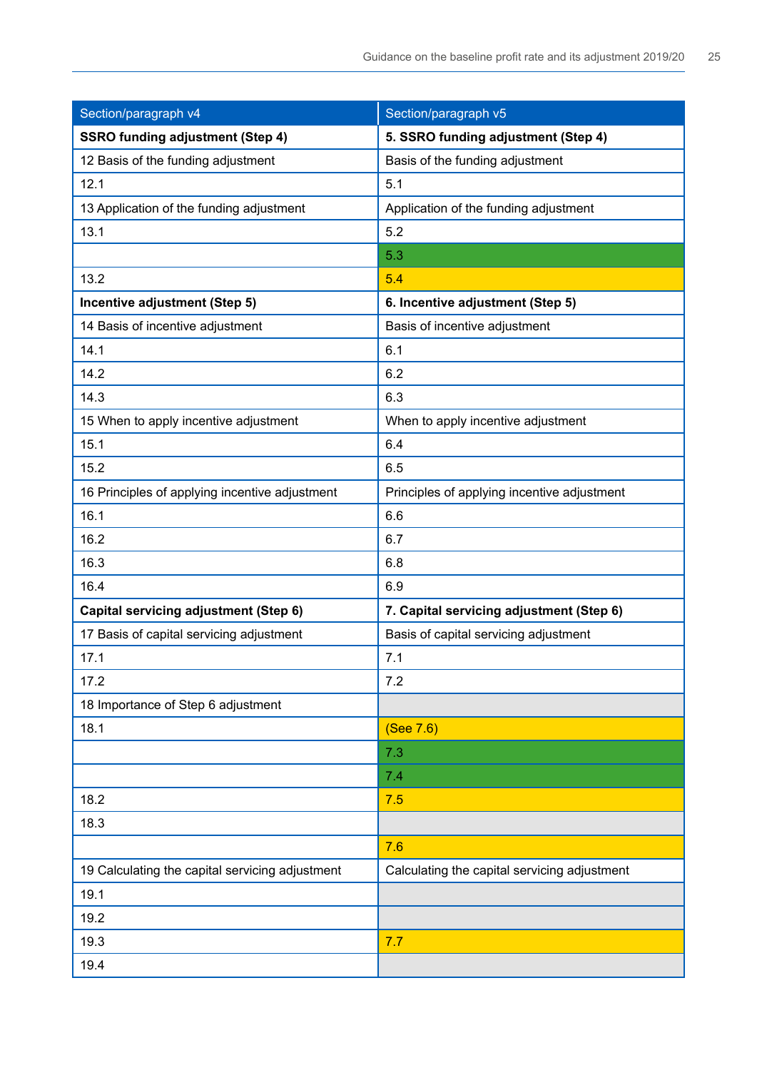| Section/paragraph v4 | Section/paragraph v5 |
|---|---|
| **SSRO funding adjustment (Step 4)** | **5. SSRO funding adjustment (Step 4)** |
| 12 Basis of the funding adjustment | Basis of the funding adjustment |
| 12.1 | 5.1 |
| 13 Application of the funding adjustment | Application of the funding adjustment |
| 13.1 | 5.2 |
| | 5.3 |
| 13.2 | 5.4 |
| **Incentive adjustment (Step 5)** | **6. Incentive adjustment (Step 5)** |
| 14 Basis of incentive adjustment | Basis of incentive adjustment |
| 14.1 | 6.1 |
| 14.2 | 6.2 |
| 14.3 | 6.3 |
| 15 When to apply incentive adjustment | When to apply incentive adjustment |
| 15.1 | 6.4 |
| 15.2 | 6.5 |
| 16 Principles of applying incentive adjustment | Principles of applying incentive adjustment |
| 16.1 | 6.6 |
| 16.2 | 6.7 |
| 16.3 | 6.8 |
| 16.4 | 6.9 |
| **Capital servicing adjustment (Step 6)** | **7. Capital servicing adjustment (Step 6)** |
| 17 Basis of capital servicing adjustment | Basis of capital servicing adjustment |
| 17.1 | 7.1 |
| 17.2 | 7.2 |
| 18 Importance of Step 6 adjustment | |
| 18.1 | (See 7.6) |
| | 7.3 |
| | 7.4 |
| 18.2 | 7.5 |
| 18.3 | |
| | 7.6 |
| 19 Calculating the capital servicing adjustment | Calculating the capital servicing adjustment |
| 19.1 | |
| 19.2 | |
| 19.3 | 7.7 |
| 19.4 | |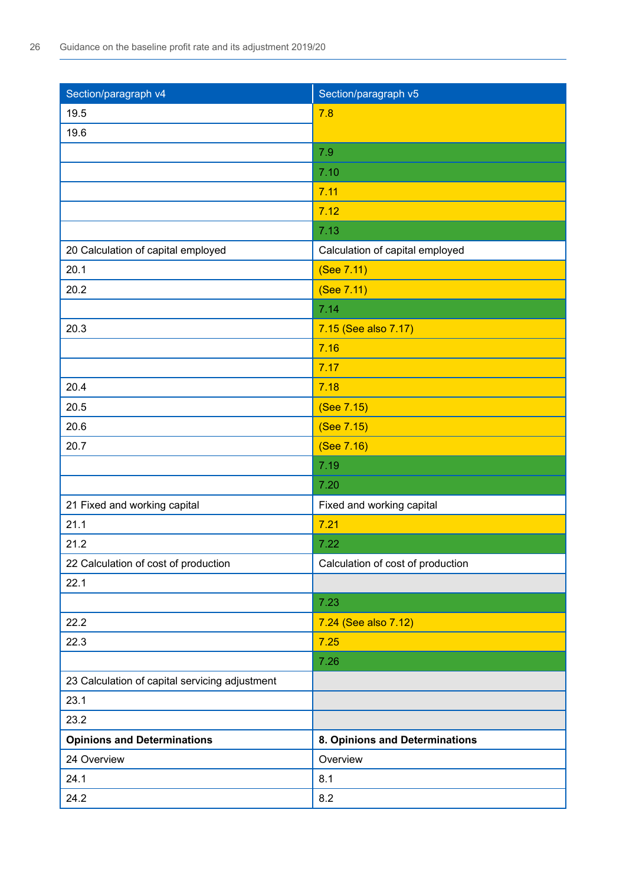| Section/paragraph v4 | Section/paragraph v5 |
|---|---|
| 19.5 | 7.8 |
| 19.6 | |
| | 7.9 |
| | 7.10 |
| | 7.11 |
| | 7.12 |
| | 7.13 |
| 20 Calculation of capital employed | Calculation of capital employed |
| 20.1 | (See 7.11) |
| 20.2 | (See 7.11) |
| | 7.14 |
| 20.3 | 7.15 (See also 7.17) |
| | 7.16 |
| | 7.17 |
| 20.4 | 7.18 |
| 20.5 | (See 7.15) |
| 20.6 | (See 7.15) |
| 20.7 | (See 7.16) |
| | 7.19 |
| | 7.20 |
| 21 Fixed and working capital | Fixed and working capital |
| 21.1 | 7.21 |
| 21.2 | 7.22 |
| 22 Calculation of cost of production | Calculation of cost of production |
| 22.1 | |
| | 7.23 |
| 22.2 | 7.24 (See also 7.12) |
| 22.3 | 7.25 |
| | 7.26 |
| 23 Calculation of capital servicing adjustment | |
| 23.1 | |
| 23.2 | |
| **Opinions and Determinations** | **8. Opinions and Determinations** |
| 24 Overview | Overview |
| 24.1 | 8.1 |
| 24.2 | 8.2 |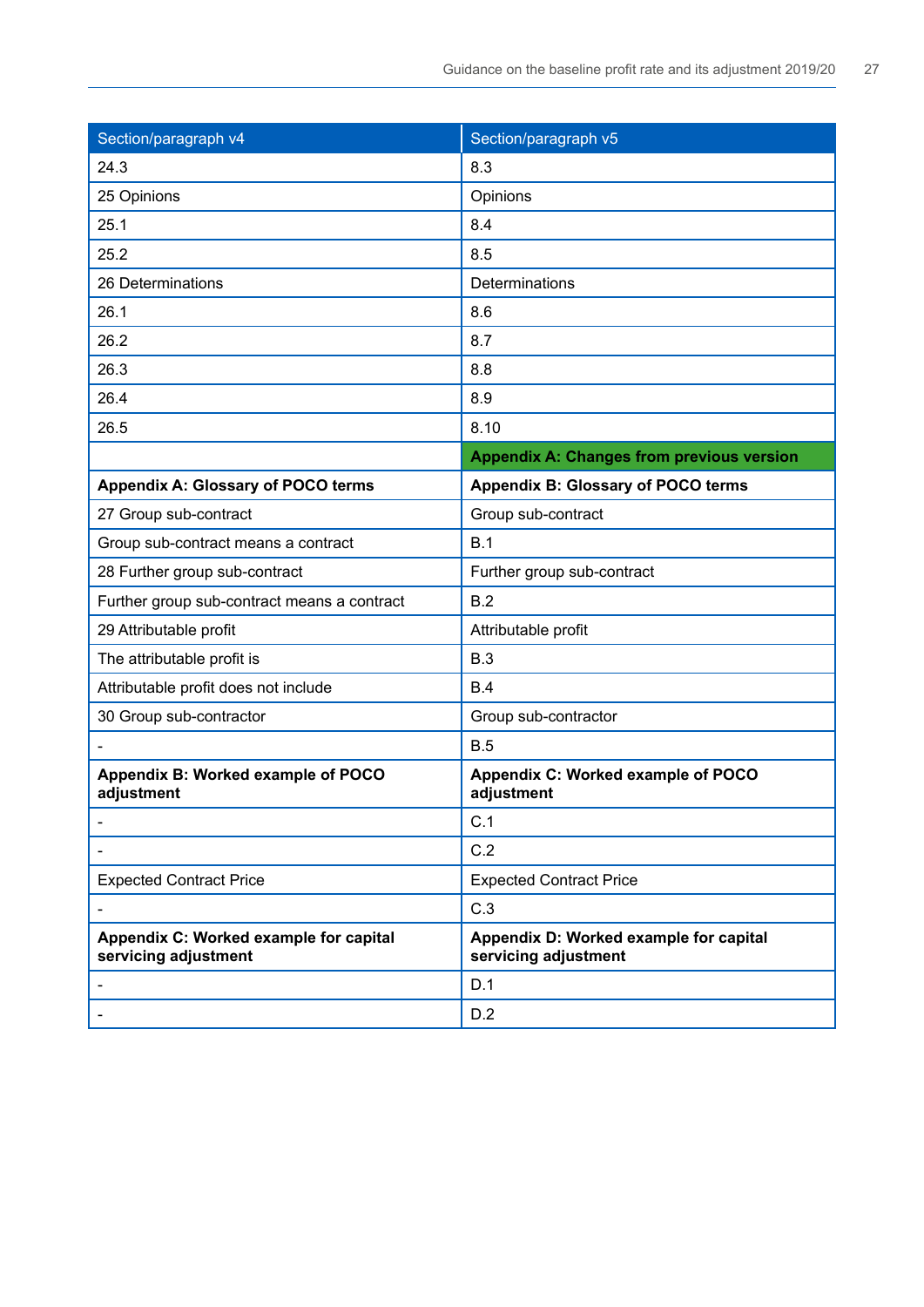| Section/paragraph v4 | Section/paragraph v5 |
| --- | --- |
| 24.3 | 8.3 |
| 25 Opinions | Opinions |
| 25.1 | 8.4 |
| 25.2 | 8.5 |
| 26 Determinations | Determinations |
| 26.1 | 8.6 |
| 26.2 | 8.7 |
| 26.3 | 8.8 |
| 26.4 | 8.9 |
| 26.5 | 8.10 |
| | **Appendix A: Changes from previous version** |
| **Appendix A: Glossary of POCO terms** | **Appendix B: Glossary of POCO terms** |
| 27 Group sub-contract | Group sub-contract |
| Group sub-contract means a contract | B.1 |
| 28 Further group sub-contract | Further group sub-contract |
| Further group sub-contract means a contract | B.2 |
| 29 Attributable profit | Attributable profit |
| The attributable profit is | B.3 |
| Attributable profit does not include | B.4 |
| 30 Group sub-contractor | Group sub-contractor |
| - | B.5 |
| **Appendix B: Worked example of POCO adjustment** | **Appendix C: Worked example of POCO adjustment** |
| - | C.1 |
| - | C.2 |
| Expected Contract Price | Expected Contract Price |
| - | C.3 |
| **Appendix C: Worked example for capital servicing adjustment** | **Appendix D: Worked example for capital servicing adjustment** |
| - | D.1 |
| - | D.2 |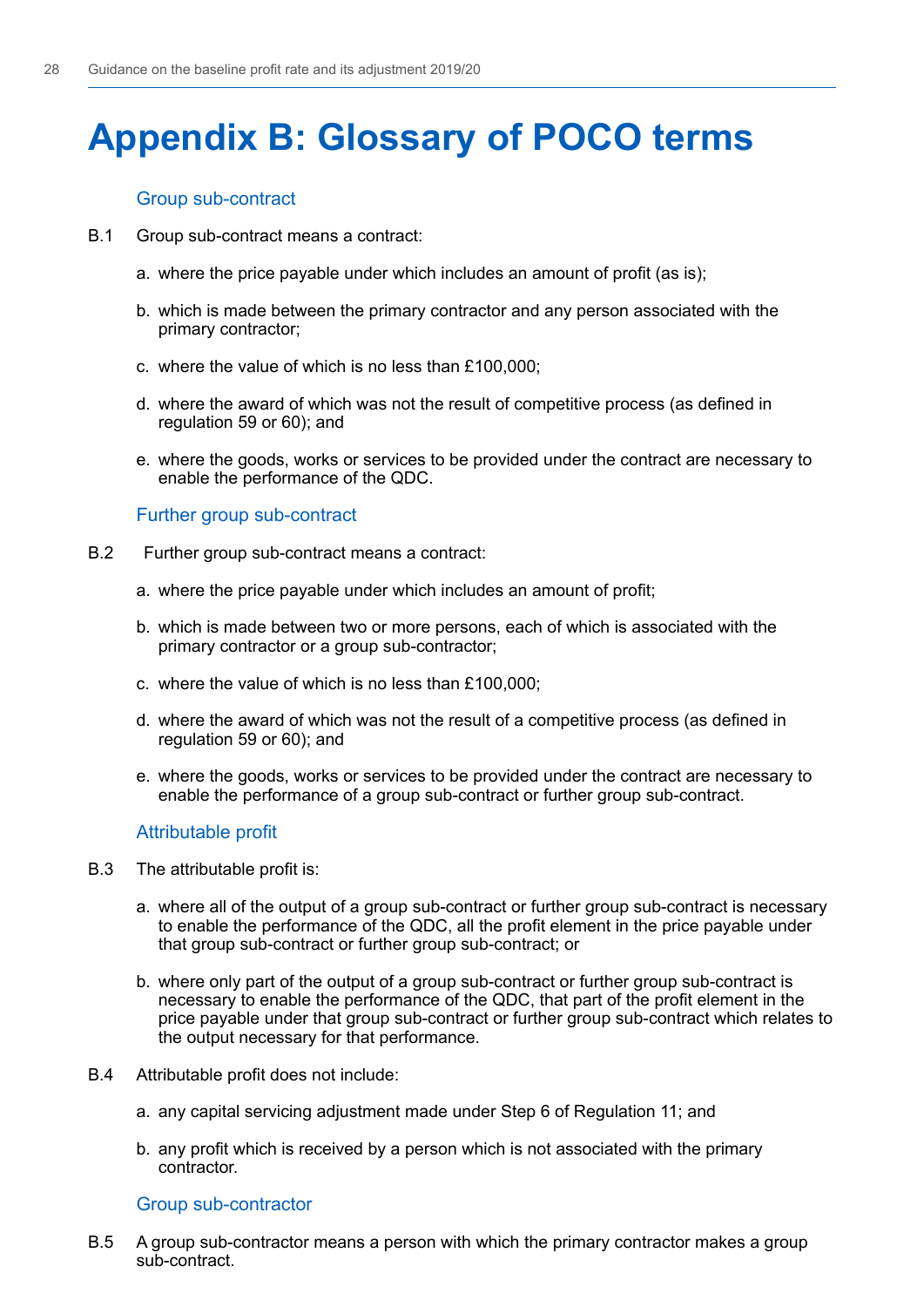# Appendix B: Glossary of POCO terms

### Group sub-contract

B.1 Group sub-contract means a contract:

a. where the price payable under which includes an amount of profit (as is);

b. which is made between the primary contractor and any person associated with the primary contractor;

c. where the value of which is no less than £100,000;

d. where the award of which was not the result of competitive process (as defined in regulation 59 or 60); and

e. where the goods, works or services to be provided under the contract are necessary to enable the performance of the QDC.

### Further group sub-contract

B.2 Further group sub-contract means a contract:

a. where the price payable under which includes an amount of profit;

b. which is made between two or more persons, each of which is associated with the primary contractor or a group sub-contractor;

c. where the value of which is no less than £100,000;

d. where the award of which was not the result of a competitive process (as defined in regulation 59 or 60); and

e. where the goods, works or services to be provided under the contract are necessary to enable the performance of a group sub-contract or further group sub-contract.

### Attributable profit

B.3 The attributable profit is:

a. where all of the output of a group sub-contract or further group sub-contract is necessary to enable the performance of the QDC, all the profit element in the price payable under that group sub-contract or further group sub-contract; or

b. where only part of the output of a group sub-contract or further group sub-contract is necessary to enable the performance of the QDC, that part of the profit element in the price payable under that group sub-contract or further group sub-contract which relates to the output necessary for that performance.

B.4 Attributable profit does not include:

a. any capital servicing adjustment made under Step 6 of Regulation 11; and

b. any profit which is received by a person which is not associated with the primary contractor.

### Group sub-contractor

B.5 A group sub-contractor means a person with which the primary contractor makes a group sub-contract.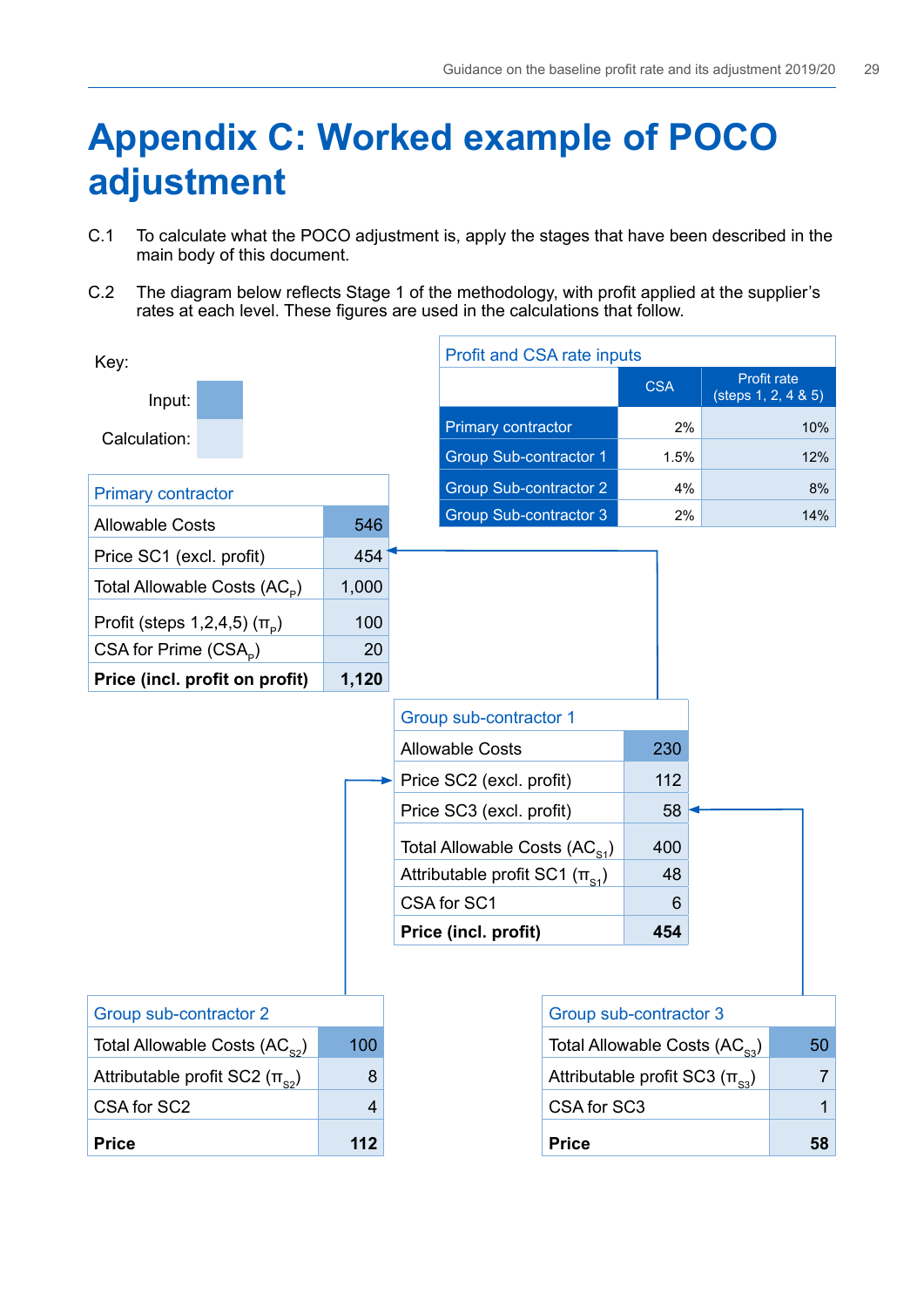# Appendix C: Worked example of POCO adjustment

C.1 To calculate what the POCO adjustment is, apply the stages that have been described in the main body of this document.

C.2 The diagram below reflects Stage 1 of the methodology, with profit applied at the supplier's rates at each level. These figures are used in the calculations that follow.

Key:

- Input: (dark blue)
- Calculation: (light blue)

**Profit and CSA rate inputs**

| | CSA | Profit rate (steps 1, 2, 4 & 5) |
|---|---|---|
| Primary contractor | 2% | 10% |
| Group Sub-contractor 1 | 1.5% | 12% |
| Group Sub-contractor 2 | 4% | 8% |
| Group Sub-contractor 3 | 2% | 14% |

**Primary contractor**

| | |
|---|---|
| Allowable Costs | 546 |
| Price SC1 (excl. profit) | 454 |
| Total Allowable Costs ($AC_P$) | 1,000 |
| Profit (steps 1,2,4,5) ($\pi_P$) | 100 |
| CSA for Prime ($CSA_P$) | 20 |
| **Price (incl. profit on profit)** | **1,120** |

**Group sub-contractor 1**

| | |
|---|---|
| Allowable Costs | 230 |
| Price SC2 (excl. profit) | 112 |
| Price SC3 (excl. profit) | 58 |
| Total Allowable Costs ($AC_{S1}$) | 400 |
| Attributable profit SC1 ($\pi_{S1}$) | 48 |
| CSA for SC1 | 6 |
| **Price (incl. profit)** | **454** |

**Group sub-contractor 2**

| | |
|---|---|
| Total Allowable Costs ($AC_{S2}$) | 100 |
| Attributable profit SC2 ($\pi_{S2}$) | 8 |
| CSA for SC2 | 4 |
| **Price** | **112** |

**Group sub-contractor 3**

| | |
|---|---|
| Total Allowable Costs ($AC_{S3}$) | 50 |
| Attributable profit SC3 ($\pi_{S3}$) | 7 |
| CSA for SC3 | 1 |
| **Price** | **58** |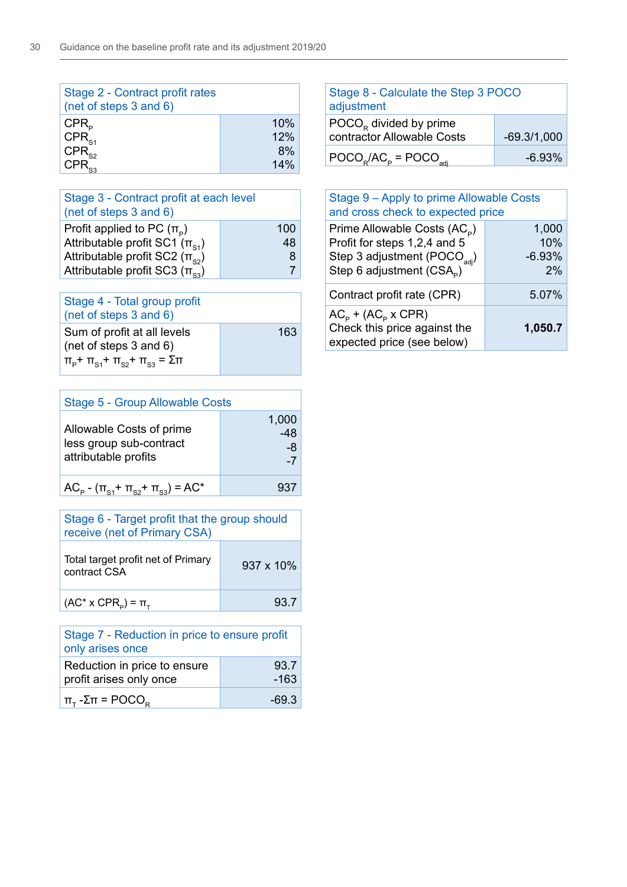| Stage 2 - Contract profit rates (net of steps 3 and 6) | |
|---|---|
| $CPR_P$ | 10% |
| $CPR_{S1}$ | 12% |
| $CPR_{S2}$ | 8% |
| $CPR_{S3}$ | 14% |

| Stage 3 - Contract profit at each level (net of steps 3 and 6) | |
|---|---|
| Profit applied to PC ($\pi_P$) | 100 |
| Attributable profit SC1 ($\pi_{S1}$) | 48 |
| Attributable profit SC2 ($\pi_{S2}$) | 8 |
| Attributable profit SC3 ($\pi_{S3}$) | 7 |

| Stage 4 - Total group profit (net of steps 3 and 6) | |
|---|---|
| Sum of profit at all levels (net of steps 3 and 6) $\pi_P + \pi_{S1} + \pi_{S2} + \pi_{S3} = \Sigma\pi$ | 163 |

| Stage 5 - Group Allowable Costs | |
|---|---|
| Allowable Costs of prime less group sub-contract attributable profits | 1,000<br>-48<br>-8<br>-7 |
| $AC_P - (\pi_{S1} + \pi_{S2} + \pi_{S3}) = AC^*$ | 937 |

| Stage 6 - Target profit that the group should receive (net of Primary CSA) | |
|---|---|
| Total target profit net of Primary contract CSA | 937 x 10% |
| $(AC^* \times CPR_P) = \pi_T$ | 93.7 |

| Stage 7 - Reduction in price to ensure profit only arises once | |
|---|---|
| Reduction in price to ensure profit arises only once | 93.7<br>-163 |
| $\pi_T - \Sigma\pi = POCO_R$ | -69.3 |

| Stage 8 - Calculate the Step 3 POCO adjustment | |
|---|---|
| $POCO_R$ divided by prime contractor Allowable Costs | -69.3/1,000 |
| $POCO_R/AC_P = POCO_{adj}$ | -6.93% |

| Stage 9 – Apply to prime Allowable Costs and cross check to expected price | |
|---|---|
| Prime Allowable Costs ($AC_P$)<br>Profit for steps 1,2,4 and 5<br>Step 3 adjustment ($POCO_{adj}$)<br>Step 6 adjustment ($CSA_P$) | 1,000<br>10%<br>-6.93%<br>2% |
| Contract profit rate (CPR) | 5.07% |
| $AC_P + (AC_P \times CPR)$<br>Check this price against the expected price (see below) | **1,050.7** |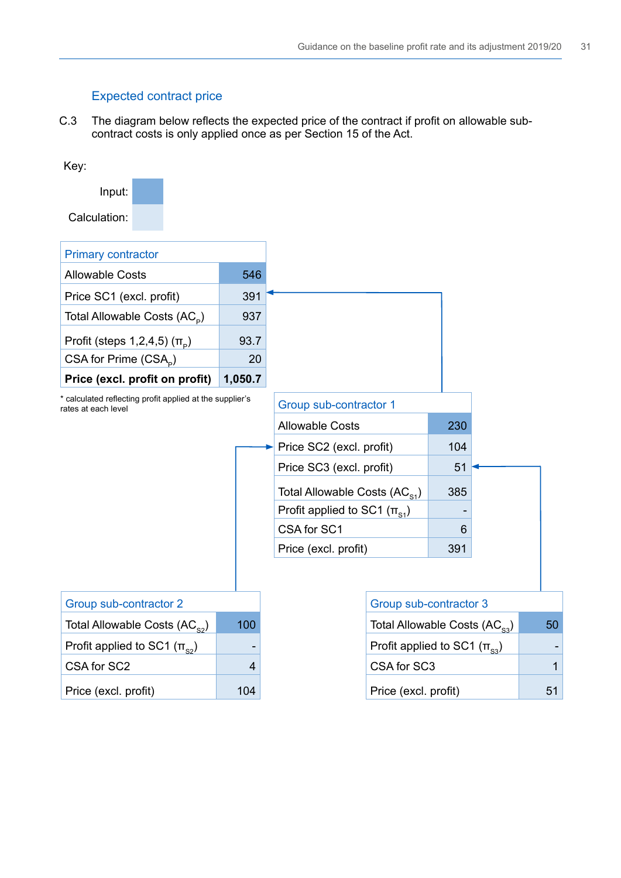## Expected contract price

C.3 The diagram below reflects the expected price of the contract if profit on allowable sub-contract costs is only applied once as per Section 15 of the Act.

Key:

Input:

Calculation:

| Primary contractor | |
|---|---|
| Allowable Costs | 546 |
| Price SC1 (excl. profit) | 391 |
| Total Allowable Costs ($AC_P$) | 937 |
| Profit (steps 1,2,4,5) ($\pi_P$) | 93.7 |
| CSA for Prime ($CSA_P$) | 20 |
| **Price (excl. profit on profit)** | **1,050.7** |

* calculated reflecting profit applied at the supplier's rates at each level

| Group sub-contractor 1 | |
|---|---|
| Allowable Costs | 230 |
| Price SC2 (excl. profit) | 104 |
| Price SC3 (excl. profit) | 51 |
| Total Allowable Costs ($AC_{S1}$) | 385 |
| Profit applied to SC1 ($\pi_{S1}$) | - |
| CSA for SC1 | 6 |
| Price (excl. profit) | 391 |

| Group sub-contractor 2 | |
|---|---|
| Total Allowable Costs ($AC_{S2}$) | 100 |
| Profit applied to SC1 ($\pi_{S2}$) | - |
| CSA for SC2 | 4 |
| Price (excl. profit) | 104 |

| Group sub-contractor 3 | |
|---|---|
| Total Allowable Costs ($AC_{S3}$) | 50 |
| Profit applied to SC1 ($\pi_{S3}$) | - |
| CSA for SC3 | 1 |
| Price (excl. profit) | 51 |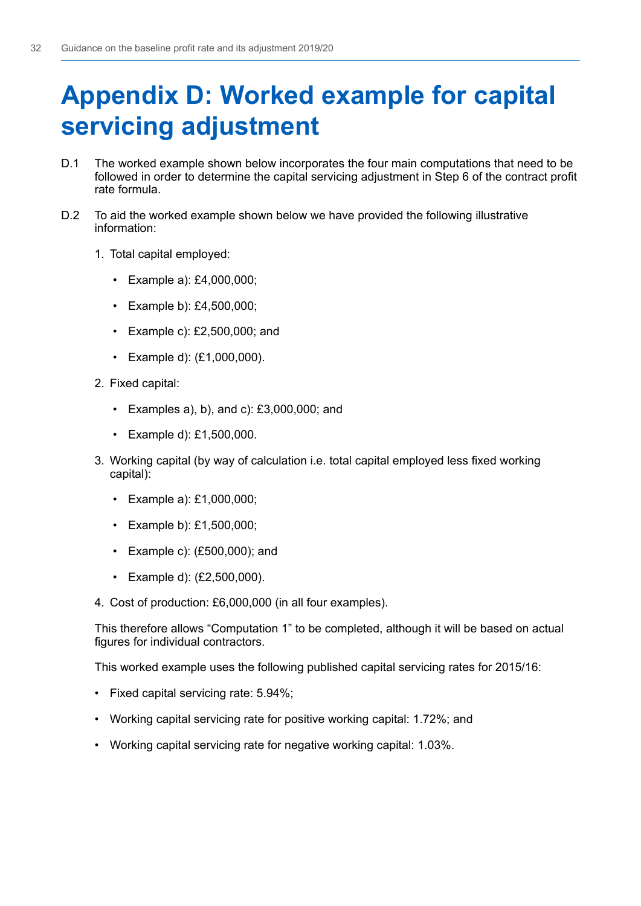# Appendix D: Worked example for capital servicing adjustment

D.1 The worked example shown below incorporates the four main computations that need to be followed in order to determine the capital servicing adjustment in Step 6 of the contract profit rate formula.

D.2 To aid the worked example shown below we have provided the following illustrative information:

1. Total capital employed:
   - Example a): £4,000,000;
   - Example b): £4,500,000;
   - Example c): £2,500,000; and
   - Example d): (£1,000,000).
2. Fixed capital:
   - Examples a), b), and c): £3,000,000; and
   - Example d): £1,500,000.
3. Working capital (by way of calculation i.e. total capital employed less fixed working capital):
   - Example a): £1,000,000;
   - Example b): £1,500,000;
   - Example c): (£500,000); and
   - Example d): (£2,500,000).
4. Cost of production: £6,000,000 (in all four examples).

This therefore allows "Computation 1" to be completed, although it will be based on actual figures for individual contractors.

This worked example uses the following published capital servicing rates for 2015/16:

- Fixed capital servicing rate: 5.94%;
- Working capital servicing rate for positive working capital: 1.72%; and
- Working capital servicing rate for negative working capital: 1.03%.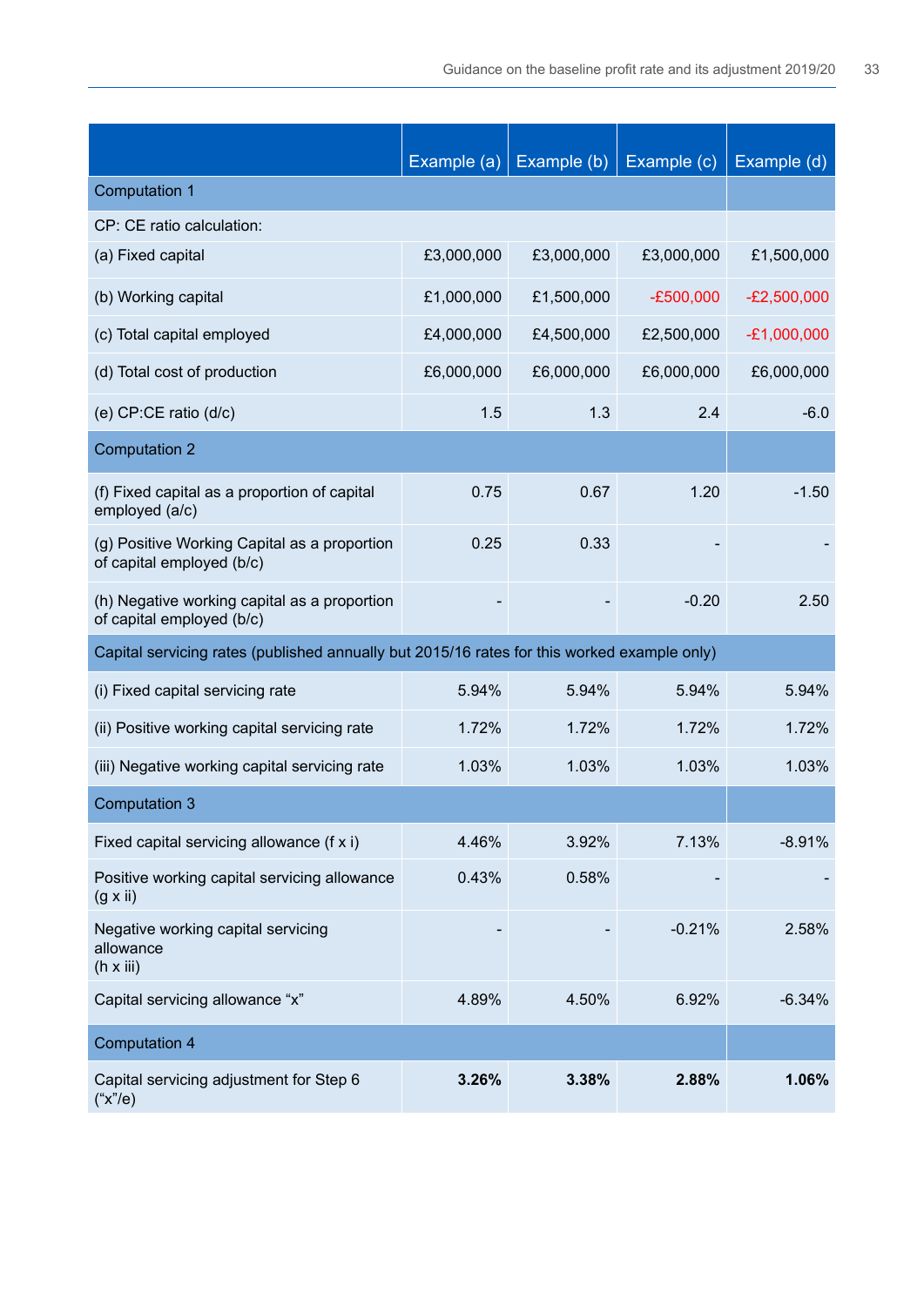| | Example (a) | Example (b) | Example (c) | Example (d) |
|---|---|---|---|---|
| Computation 1 | | | | |
| CP: CE ratio calculation: | | | | |
| (a) Fixed capital | £3,000,000 | £3,000,000 | £3,000,000 | £1,500,000 |
| (b) Working capital | £1,000,000 | £1,500,000 | -£500,000 | -£2,500,000 |
| (c) Total capital employed | £4,000,000 | £4,500,000 | £2,500,000 | -£1,000,000 |
| (d) Total cost of production | £6,000,000 | £6,000,000 | £6,000,000 | £6,000,000 |
| (e) CP:CE ratio (d/c) | 1.5 | 1.3 | 2.4 | -6.0 |
| Computation 2 | | | | |
| (f) Fixed capital as a proportion of capital employed (a/c) | 0.75 | 0.67 | 1.20 | -1.50 |
| (g) Positive Working Capital as a proportion of capital employed (b/c) | 0.25 | 0.33 | - | - |
| (h) Negative working capital as a proportion of capital employed (b/c) | - | - | -0.20 | 2.50 |
| Capital servicing rates (published annually but 2015/16 rates for this worked example only) | | | | |
| (i) Fixed capital servicing rate | 5.94% | 5.94% | 5.94% | 5.94% |
| (ii) Positive working capital servicing rate | 1.72% | 1.72% | 1.72% | 1.72% |
| (iii) Negative working capital servicing rate | 1.03% | 1.03% | 1.03% | 1.03% |
| Computation 3 | | | | |
| Fixed capital servicing allowance (f x i) | 4.46% | 3.92% | 7.13% | -8.91% |
| Positive working capital servicing allowance (g x ii) | 0.43% | 0.58% | - | - |
| Negative working capital servicing allowance (h x iii) | - | - | -0.21% | 2.58% |
| Capital servicing allowance "x" | 4.89% | 4.50% | 6.92% | -6.34% |
| Computation 4 | | | | |
| Capital servicing adjustment for Step 6 ("x"/e) | **3.26%** | **3.38%** | **2.88%** | **1.06%** |